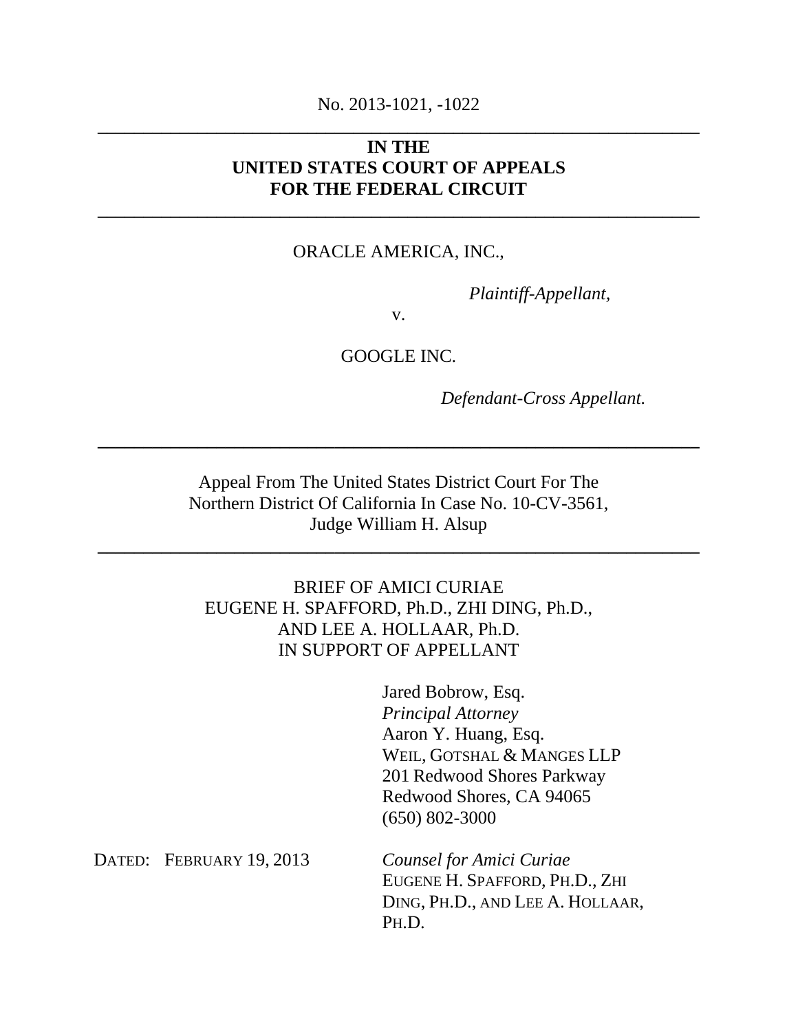No. 2013-1021, -1022

---

**IN THE**
**UNITED STATES COURT OF APPEALS**
**FOR THE FEDERAL CIRCUIT**

---

ORACLE AMERICA, INC.,

*Plaintiff-Appellant,*

v.

GOOGLE INC.

*Defendant-Cross Appellant.*

---

Appeal From The United States District Court For The Northern District Of California In Case No. 10-CV-3561, Judge William H. Alsup

---

BRIEF OF AMICI CURIAE
EUGENE H. SPAFFORD, Ph.D., ZHI DING, Ph.D.,
AND LEE A. HOLLAAR, Ph.D.
IN SUPPORT OF APPELLANT

Jared Bobrow, Esq.
*Principal Attorney*
Aaron Y. Huang, Esq.
WEIL, GOTSHAL & MANGES LLP
201 Redwood Shores Parkway
Redwood Shores, CA 94065
(650) 802-3000

DATED: FEBRUARY 19, 2013

*Counsel for Amici Curiae*
EUGENE H. SPAFFORD, PH.D., ZHI DING, PH.D., AND LEE A. HOLLAAR, PH.D.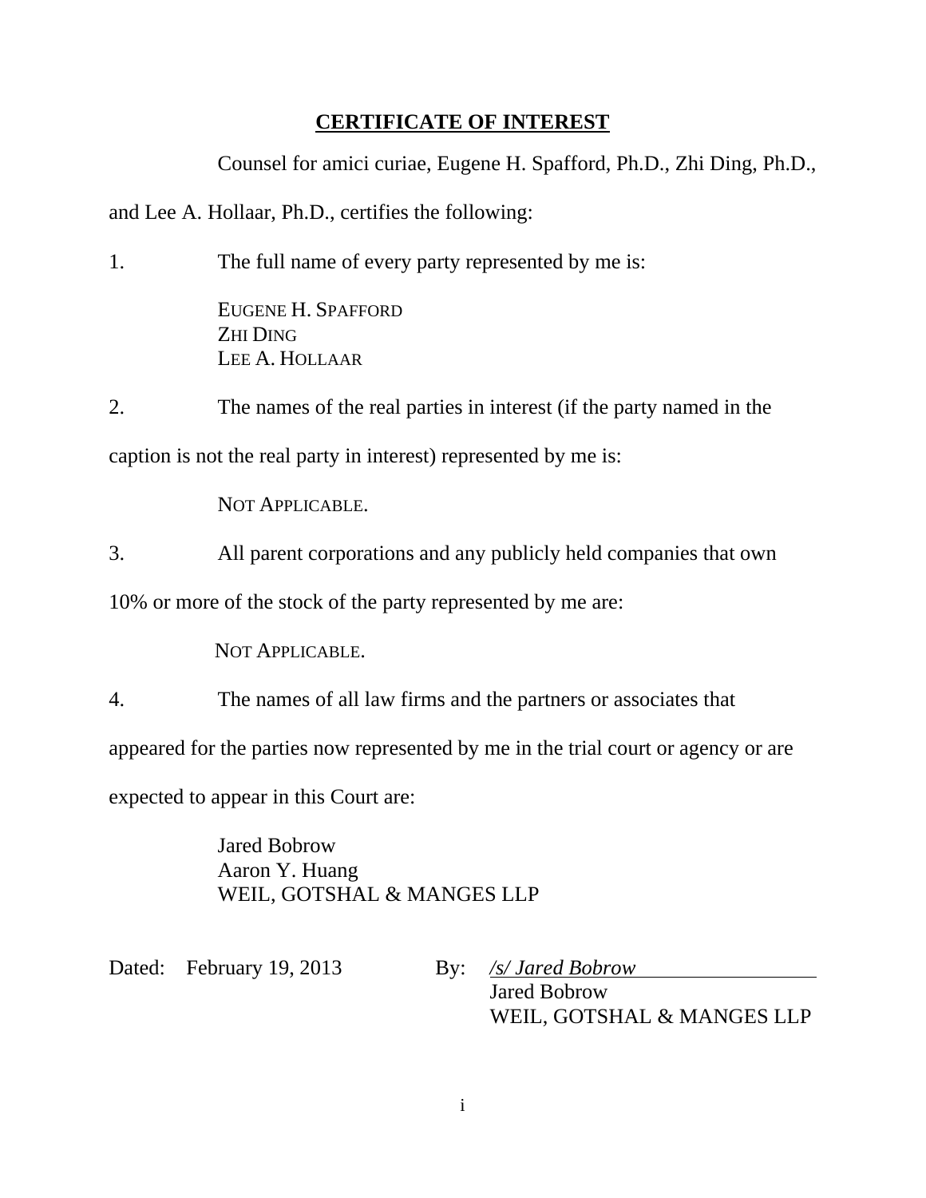# CERTIFICATE OF INTEREST

Counsel for amici curiae, Eugene H. Spafford, Ph.D., Zhi Ding, Ph.D., and Lee A. Hollaar, Ph.D., certifies the following:

1. The full name of every party represented by me is:

   EUGENE H. SPAFFORD
   ZHI DING
   LEE A. HOLLAAR

2. The names of the real parties in interest (if the party named in the caption is not the real party in interest) represented by me is:

   NOT APPLICABLE.

3. All parent corporations and any publicly held companies that own 10% or more of the stock of the party represented by me are:

   NOT APPLICABLE.

4. The names of all law firms and the partners or associates that appeared for the parties now represented by me in the trial court or agency or are expected to appear in this Court are:

   Jared Bobrow
   Aaron Y. Huang
   WEIL, GOTSHAL & MANGES LLP

Dated: February 19, 2013

By: */s/ Jared Bobrow*
Jared Bobrow
WEIL, GOTSHAL & MANGES LLP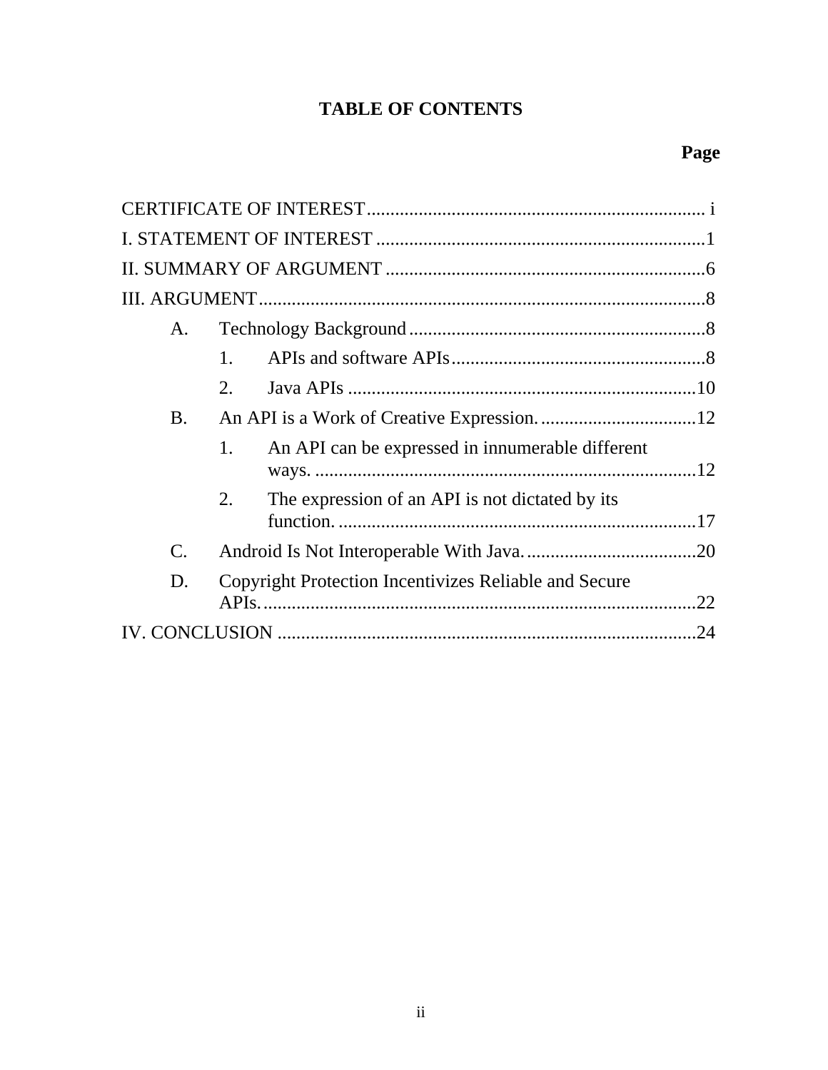## TABLE OF CONTENTS

**Page**

CERTIFICATE OF INTEREST ....................................................................... i

I. STATEMENT OF INTEREST .....................................................................1

II. SUMMARY OF ARGUMENT ....................................................................6

III. ARGUMENT................................................................................................8

- A. Technology Background ...............................................................8
  - 1. APIs and software APIs.......................................................8
  - 2. Java APIs ...........................................................................10
- B. An API is a Work of Creative Expression. .................................12
  - 1. An API can be expressed in innumerable different ways. .................................................................................12
  - 2. The expression of an API is not dictated by its function. ............................................................................17
- C. Android Is Not Interoperable With Java. ....................................20
- D. Copyright Protection Incentivizes Reliable and Secure APIs. ............................................................................................22

IV. CONCLUSION ..........................................................................................24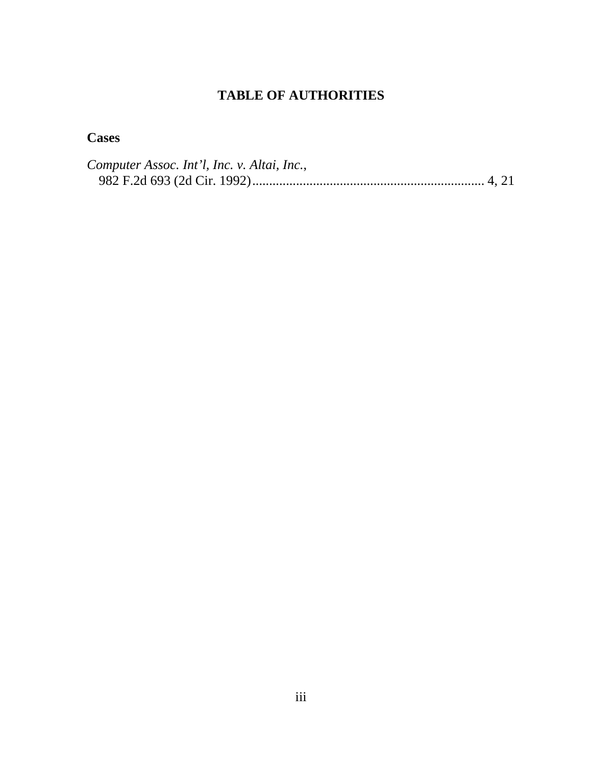# TABLE OF AUTHORITIES

## Cases

*Computer Assoc. Int'l, Inc. v. Altai, Inc.*,
982 F.2d 693 (2d Cir. 1992)...................................................................... 4, 21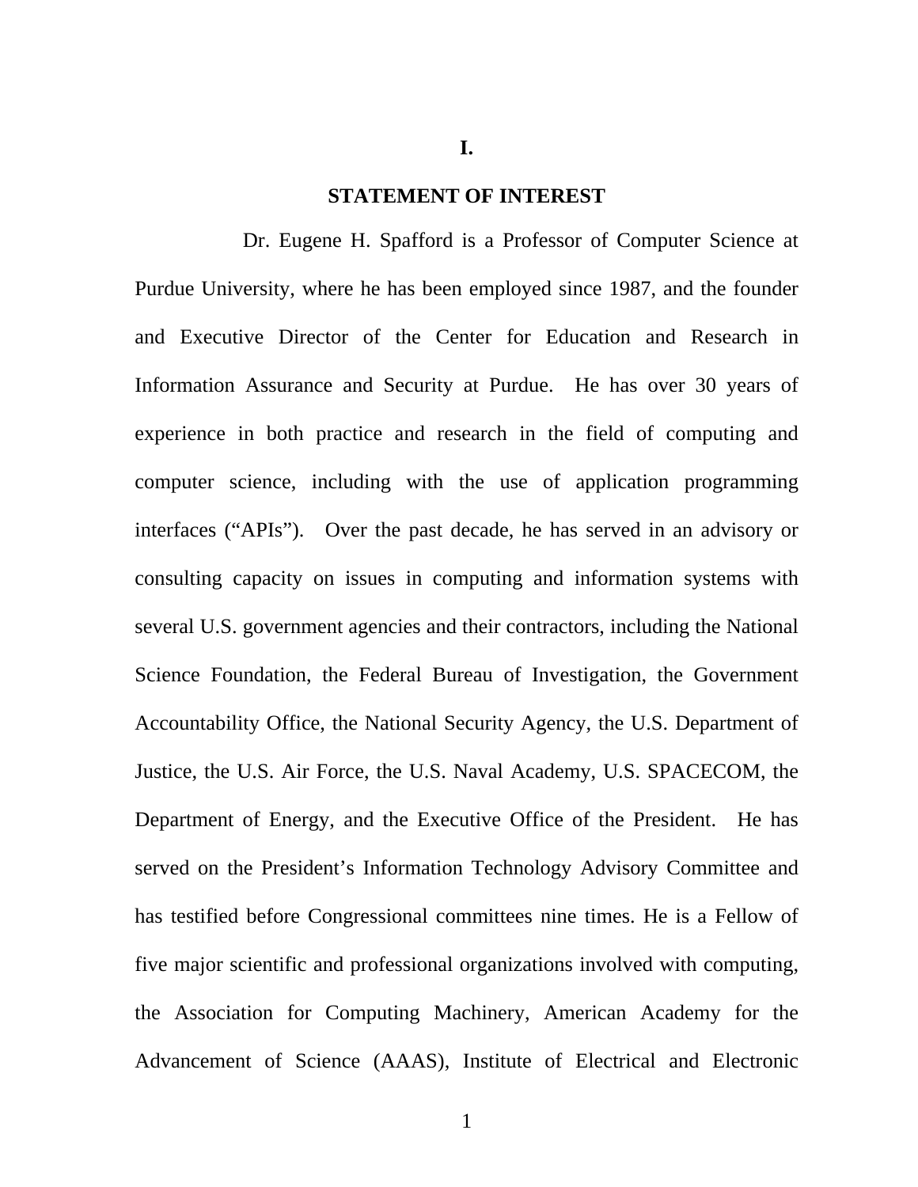# I.

## STATEMENT OF INTEREST

Dr. Eugene H. Spafford is a Professor of Computer Science at Purdue University, where he has been employed since 1987, and the founder and Executive Director of the Center for Education and Research in Information Assurance and Security at Purdue. He has over 30 years of experience in both practice and research in the field of computing and computer science, including with the use of application programming interfaces ("APIs"). Over the past decade, he has served in an advisory or consulting capacity on issues in computing and information systems with several U.S. government agencies and their contractors, including the National Science Foundation, the Federal Bureau of Investigation, the Government Accountability Office, the National Security Agency, the U.S. Department of Justice, the U.S. Air Force, the U.S. Naval Academy, U.S. SPACECOM, the Department of Energy, and the Executive Office of the President. He has served on the President's Information Technology Advisory Committee and has testified before Congressional committees nine times. He is a Fellow of five major scientific and professional organizations involved with computing, the Association for Computing Machinery, American Academy for the Advancement of Science (AAAS), Institute of Electrical and Electronic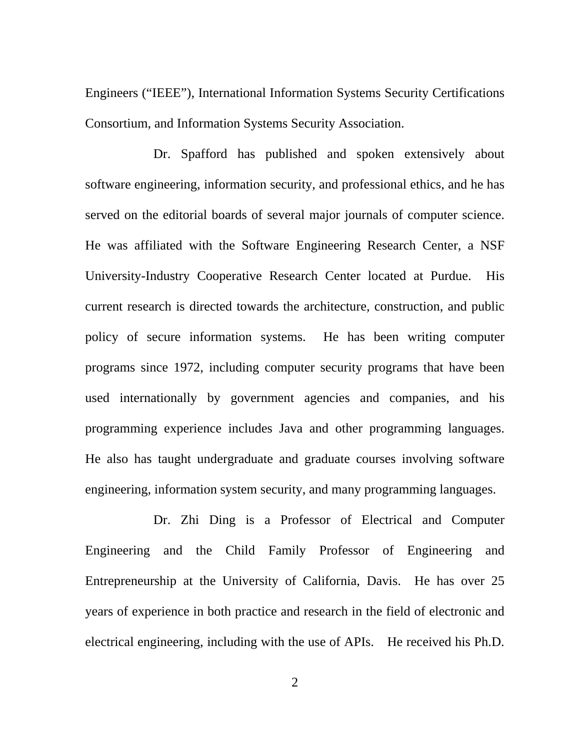Engineers ("IEEE"), International Information Systems Security Certifications Consortium, and Information Systems Security Association.

Dr. Spafford has published and spoken extensively about software engineering, information security, and professional ethics, and he has served on the editorial boards of several major journals of computer science. He was affiliated with the Software Engineering Research Center, a NSF University-Industry Cooperative Research Center located at Purdue. His current research is directed towards the architecture, construction, and public policy of secure information systems. He has been writing computer programs since 1972, including computer security programs that have been used internationally by government agencies and companies, and his programming experience includes Java and other programming languages. He also has taught undergraduate and graduate courses involving software engineering, information system security, and many programming languages.

Dr. Zhi Ding is a Professor of Electrical and Computer Engineering and the Child Family Professor of Engineering and Entrepreneurship at the University of California, Davis. He has over 25 years of experience in both practice and research in the field of electronic and electrical engineering, including with the use of APIs. He received his Ph.D.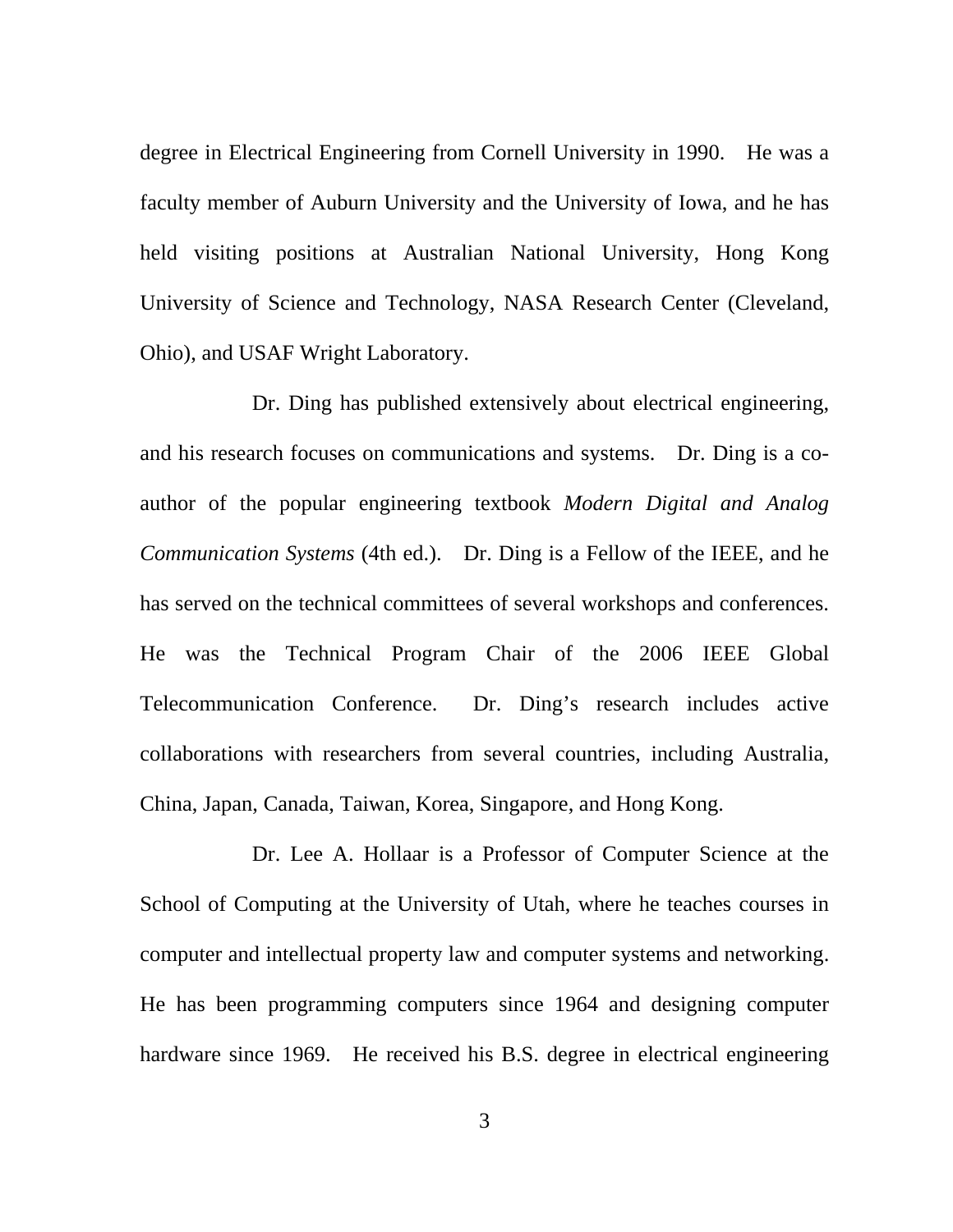degree in Electrical Engineering from Cornell University in 1990. He was a faculty member of Auburn University and the University of Iowa, and he has held visiting positions at Australian National University, Hong Kong University of Science and Technology, NASA Research Center (Cleveland, Ohio), and USAF Wright Laboratory.

Dr. Ding has published extensively about electrical engineering, and his research focuses on communications and systems. Dr. Ding is a co-author of the popular engineering textbook *Modern Digital and Analog Communication Systems* (4th ed.). Dr. Ding is a Fellow of the IEEE, and he has served on the technical committees of several workshops and conferences. He was the Technical Program Chair of the 2006 IEEE Global Telecommunication Conference. Dr. Ding's research includes active collaborations with researchers from several countries, including Australia, China, Japan, Canada, Taiwan, Korea, Singapore, and Hong Kong.

Dr. Lee A. Hollaar is a Professor of Computer Science at the School of Computing at the University of Utah, where he teaches courses in computer and intellectual property law and computer systems and networking. He has been programming computers since 1964 and designing computer hardware since 1969. He received his B.S. degree in electrical engineering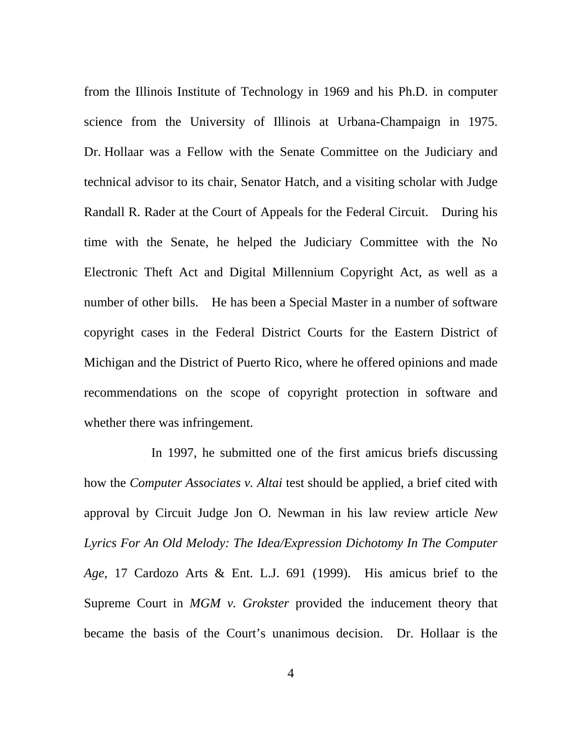from the Illinois Institute of Technology in 1969 and his Ph.D. in computer science from the University of Illinois at Urbana-Champaign in 1975. Dr. Hollaar was a Fellow with the Senate Committee on the Judiciary and technical advisor to its chair, Senator Hatch, and a visiting scholar with Judge Randall R. Rader at the Court of Appeals for the Federal Circuit. During his time with the Senate, he helped the Judiciary Committee with the No Electronic Theft Act and Digital Millennium Copyright Act, as well as a number of other bills. He has been a Special Master in a number of software copyright cases in the Federal District Courts for the Eastern District of Michigan and the District of Puerto Rico, where he offered opinions and made recommendations on the scope of copyright protection in software and whether there was infringement.

In 1997, he submitted one of the first amicus briefs discussing how the *Computer Associates v. Altai* test should be applied, a brief cited with approval by Circuit Judge Jon O. Newman in his law review article *New Lyrics For An Old Melody: The Idea/Expression Dichotomy In The Computer Age*, 17 Cardozo Arts & Ent. L.J. 691 (1999). His amicus brief to the Supreme Court in *MGM v. Grokster* provided the inducement theory that became the basis of the Court's unanimous decision. Dr. Hollaar is the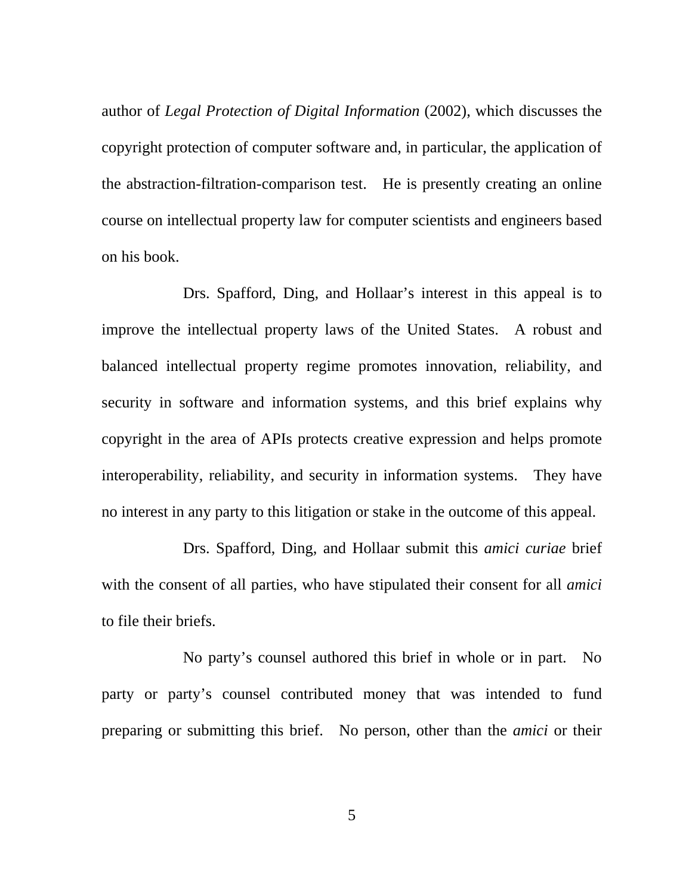author of *Legal Protection of Digital Information* (2002), which discusses the copyright protection of computer software and, in particular, the application of the abstraction-filtration-comparison test. He is presently creating an online course on intellectual property law for computer scientists and engineers based on his book.

Drs. Spafford, Ding, and Hollaar's interest in this appeal is to improve the intellectual property laws of the United States. A robust and balanced intellectual property regime promotes innovation, reliability, and security in software and information systems, and this brief explains why copyright in the area of APIs protects creative expression and helps promote interoperability, reliability, and security in information systems. They have no interest in any party to this litigation or stake in the outcome of this appeal.

Drs. Spafford, Ding, and Hollaar submit this *amici curiae* brief with the consent of all parties, who have stipulated their consent for all *amici* to file their briefs.

No party's counsel authored this brief in whole or in part. No party or party's counsel contributed money that was intended to fund preparing or submitting this brief. No person, other than the *amici* or their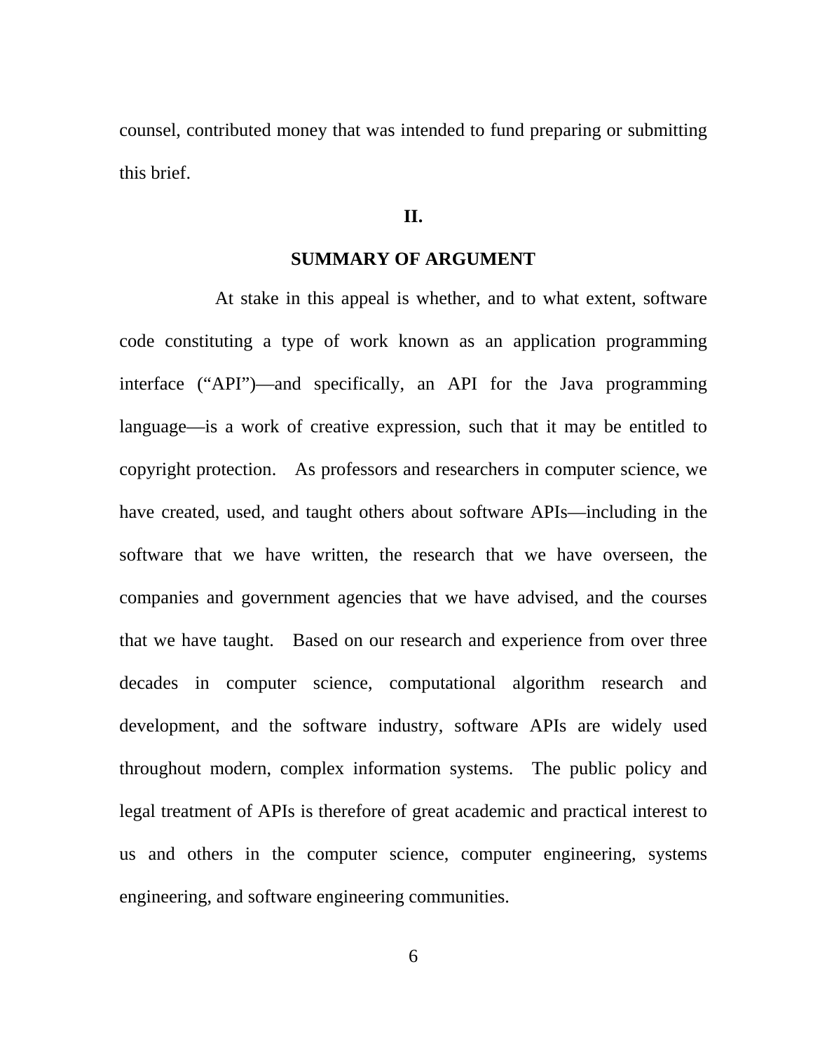counsel, contributed money that was intended to fund preparing or submitting this brief.

## II.

## SUMMARY OF ARGUMENT

At stake in this appeal is whether, and to what extent, software code constituting a type of work known as an application programming interface ("API")—and specifically, an API for the Java programming language—is a work of creative expression, such that it may be entitled to copyright protection. As professors and researchers in computer science, we have created, used, and taught others about software APIs—including in the software that we have written, the research that we have overseen, the companies and government agencies that we have advised, and the courses that we have taught. Based on our research and experience from over three decades in computer science, computational algorithm research and development, and the software industry, software APIs are widely used throughout modern, complex information systems. The public policy and legal treatment of APIs is therefore of great academic and practical interest to us and others in the computer science, computer engineering, systems engineering, and software engineering communities.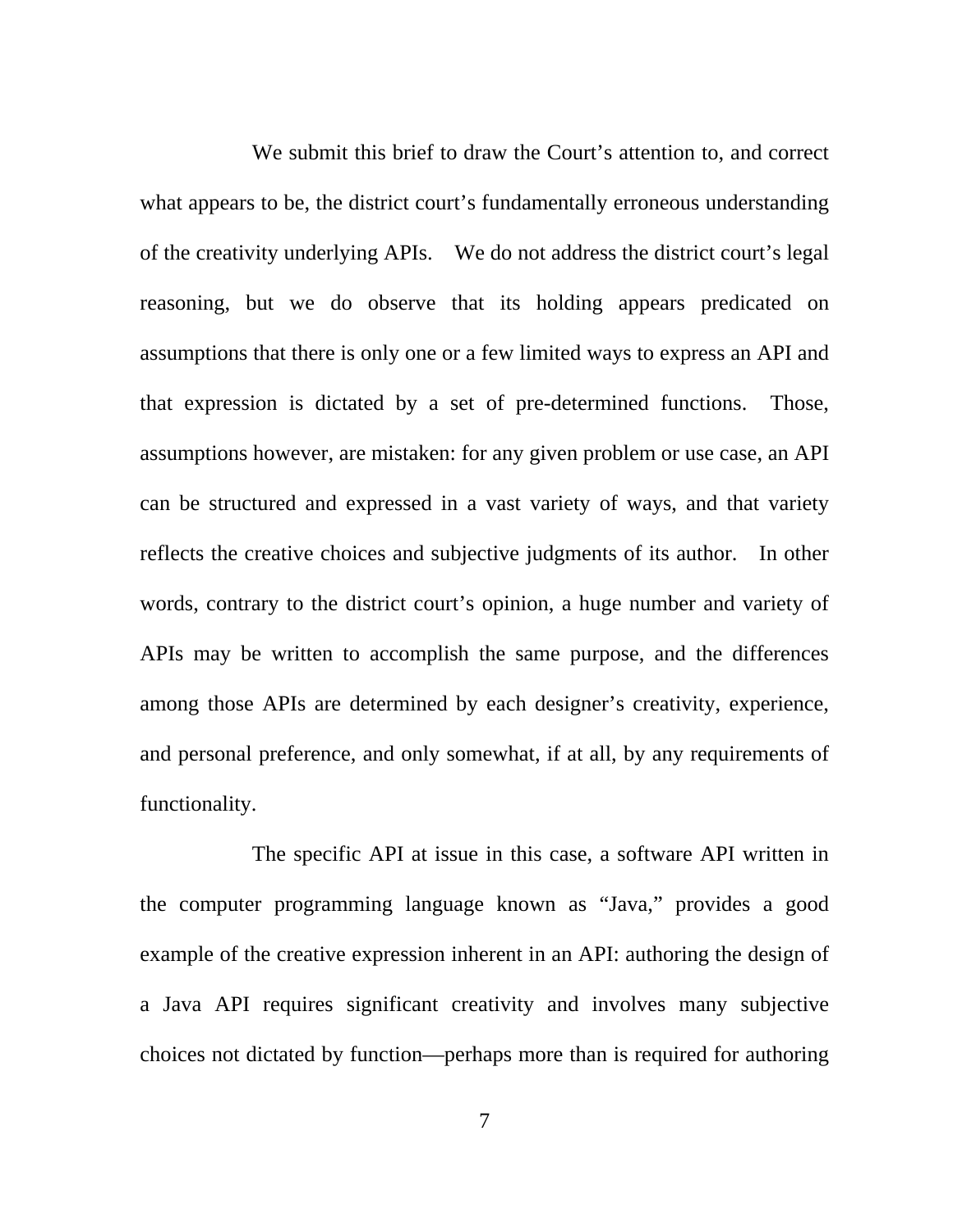We submit this brief to draw the Court's attention to, and correct what appears to be, the district court's fundamentally erroneous understanding of the creativity underlying APIs. We do not address the district court's legal reasoning, but we do observe that its holding appears predicated on assumptions that there is only one or a few limited ways to express an API and that expression is dictated by a set of pre-determined functions. Those, assumptions however, are mistaken: for any given problem or use case, an API can be structured and expressed in a vast variety of ways, and that variety reflects the creative choices and subjective judgments of its author. In other words, contrary to the district court's opinion, a huge number and variety of APIs may be written to accomplish the same purpose, and the differences among those APIs are determined by each designer's creativity, experience, and personal preference, and only somewhat, if at all, by any requirements of functionality.

The specific API at issue in this case, a software API written in the computer programming language known as "Java," provides a good example of the creative expression inherent in an API: authoring the design of a Java API requires significant creativity and involves many subjective choices not dictated by function—perhaps more than is required for authoring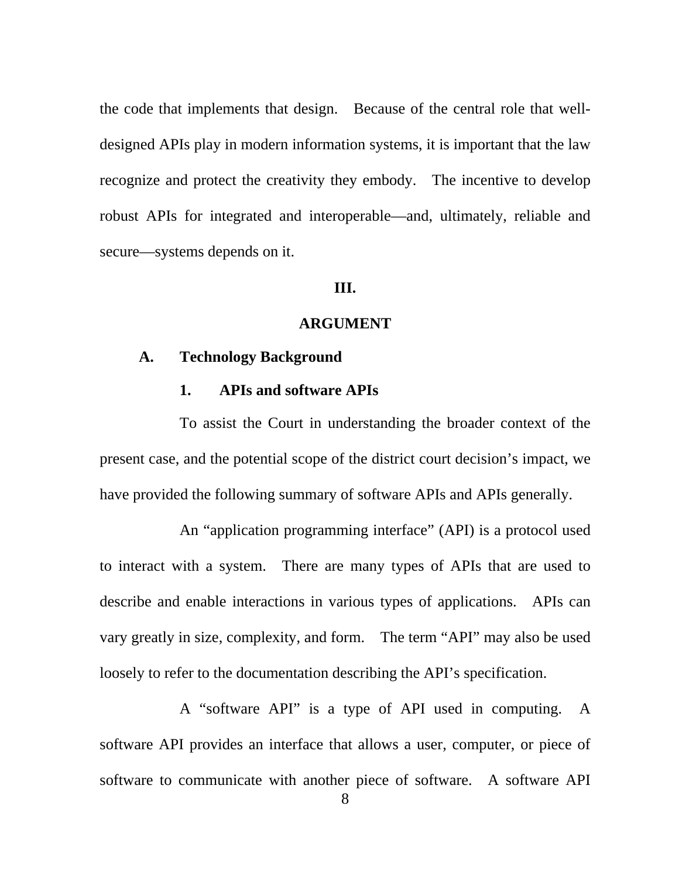the code that implements that design. Because of the central role that well-designed APIs play in modern information systems, it is important that the law recognize and protect the creativity they embody. The incentive to develop robust APIs for integrated and interoperable—and, ultimately, reliable and secure—systems depends on it.

## III.

## ARGUMENT

### A. Technology Background

#### 1. APIs and software APIs

To assist the Court in understanding the broader context of the present case, and the potential scope of the district court decision's impact, we have provided the following summary of software APIs and APIs generally.

An "application programming interface" (API) is a protocol used to interact with a system. There are many types of APIs that are used to describe and enable interactions in various types of applications. APIs can vary greatly in size, complexity, and form. The term "API" may also be used loosely to refer to the documentation describing the API's specification.

A "software API" is a type of API used in computing. A software API provides an interface that allows a user, computer, or piece of software to communicate with another piece of software. A software API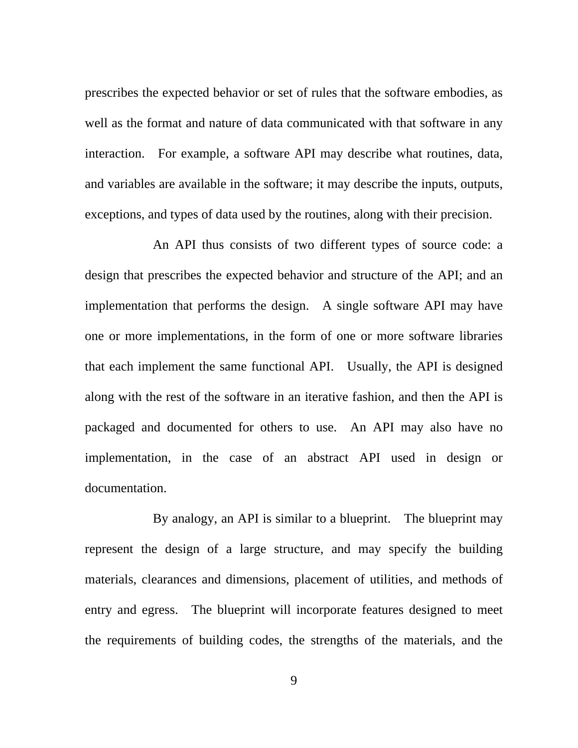prescribes the expected behavior or set of rules that the software embodies, as well as the format and nature of data communicated with that software in any interaction. For example, a software API may describe what routines, data, and variables are available in the software; it may describe the inputs, outputs, exceptions, and types of data used by the routines, along with their precision.

An API thus consists of two different types of source code: a design that prescribes the expected behavior and structure of the API; and an implementation that performs the design. A single software API may have one or more implementations, in the form of one or more software libraries that each implement the same functional API. Usually, the API is designed along with the rest of the software in an iterative fashion, and then the API is packaged and documented for others to use. An API may also have no implementation, in the case of an abstract API used in design or documentation.

By analogy, an API is similar to a blueprint. The blueprint may represent the design of a large structure, and may specify the building materials, clearances and dimensions, placement of utilities, and methods of entry and egress. The blueprint will incorporate features designed to meet the requirements of building codes, the strengths of the materials, and the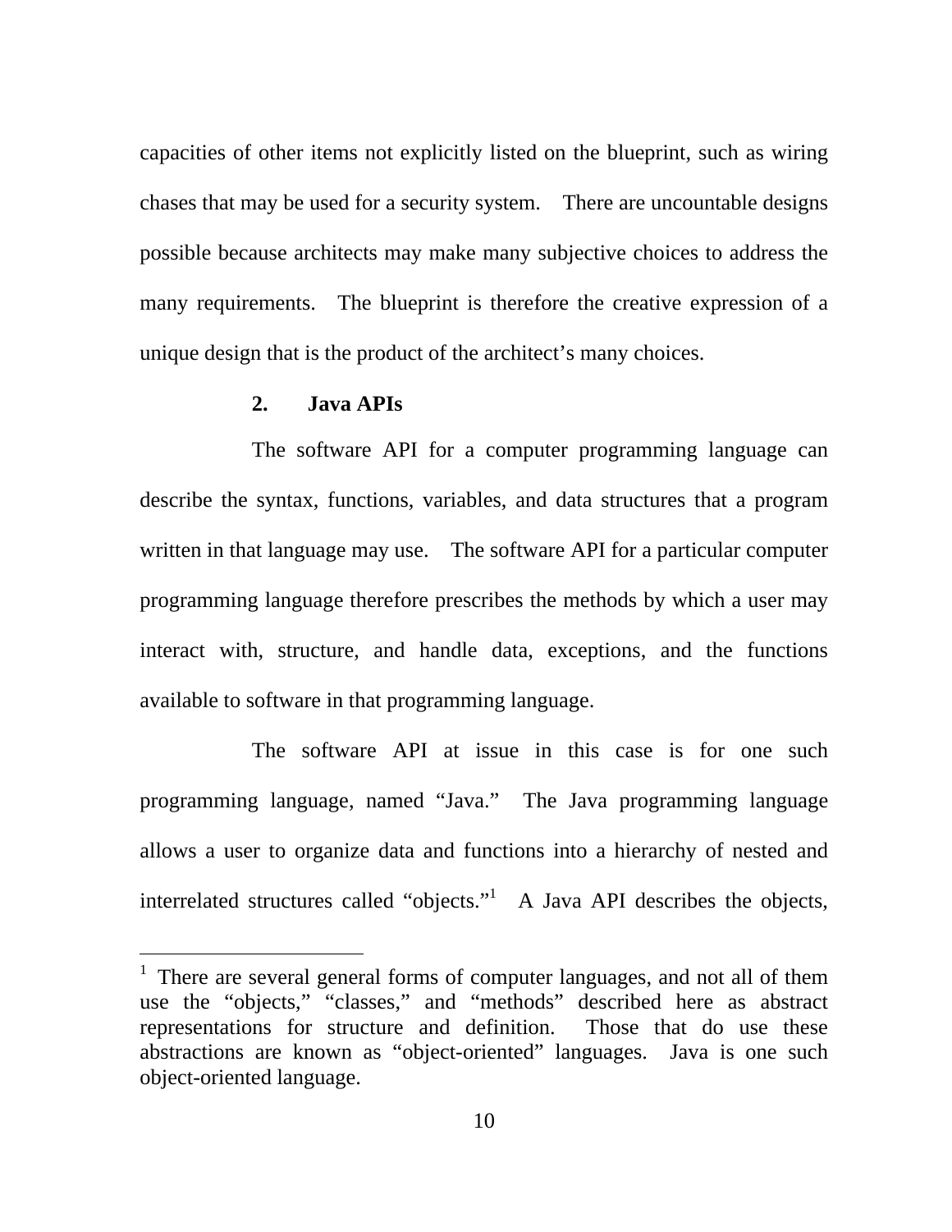capacities of other items not explicitly listed on the blueprint, such as wiring chases that may be used for a security system. There are uncountable designs possible because architects may make many subjective choices to address the many requirements. The blueprint is therefore the creative expression of a unique design that is the product of the architect's many choices.

### 2. Java APIs

The software API for a computer programming language can describe the syntax, functions, variables, and data structures that a program written in that language may use. The software API for a particular computer programming language therefore prescribes the methods by which a user may interact with, structure, and handle data, exceptions, and the functions available to software in that programming language.

The software API at issue in this case is for one such programming language, named "Java." The Java programming language allows a user to organize data and functions into a hierarchy of nested and interrelated structures called "objects."[1] A Java API describes the objects,

---

[1] There are several general forms of computer languages, and not all of them use the "objects," "classes," and "methods" described here as abstract representations for structure and definition. Those that do use these abstractions are known as "object-oriented" languages. Java is one such object-oriented language.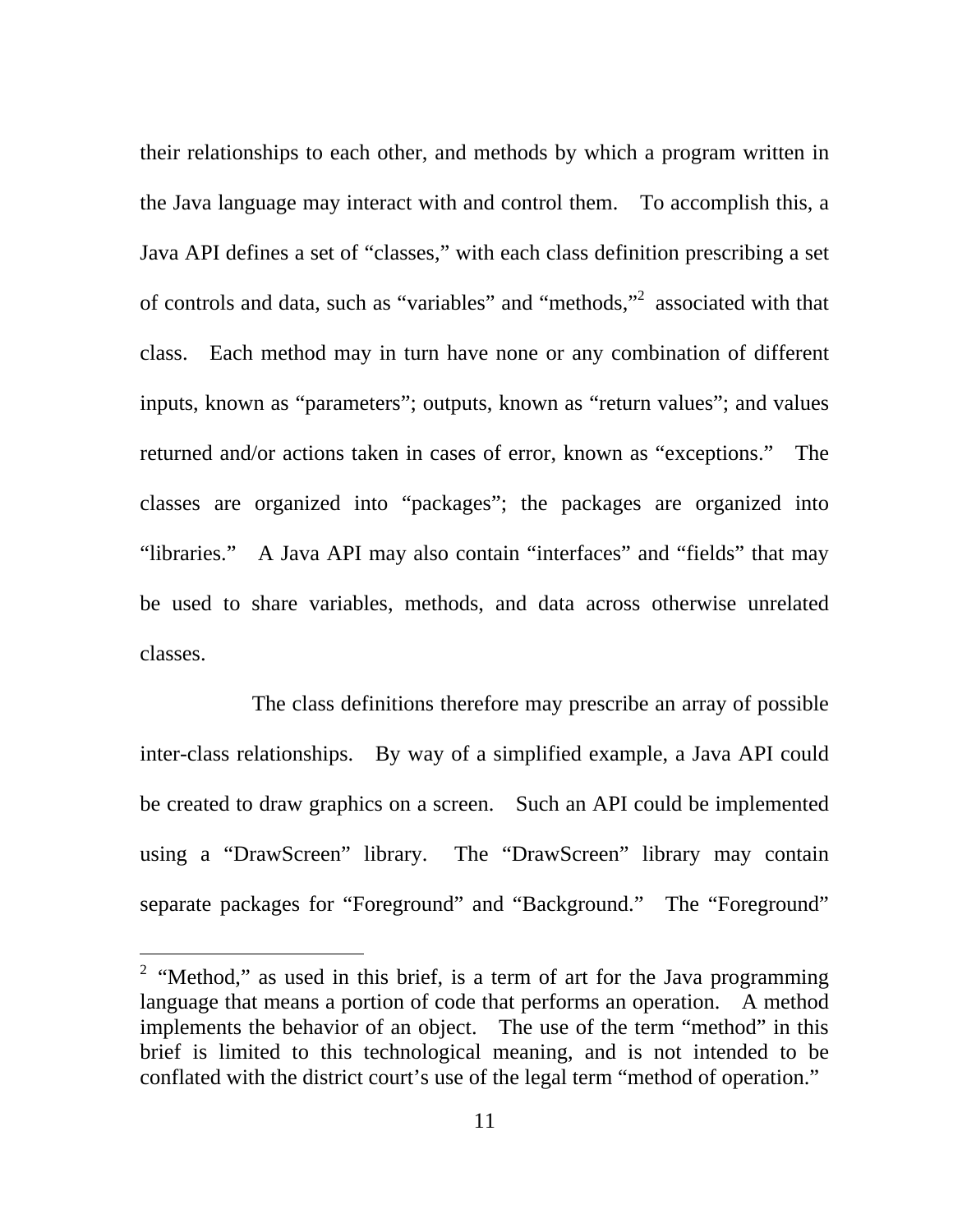their relationships to each other, and methods by which a program written in the Java language may interact with and control them. To accomplish this, a Java API defines a set of "classes," with each class definition prescribing a set of controls and data, such as "variables" and "methods,"[2] associated with that class. Each method may in turn have none or any combination of different inputs, known as "parameters"; outputs, known as "return values"; and values returned and/or actions taken in cases of error, known as "exceptions." The classes are organized into "packages"; the packages are organized into "libraries." A Java API may also contain "interfaces" and "fields" that may be used to share variables, methods, and data across otherwise unrelated classes.

The class definitions therefore may prescribe an array of possible inter-class relationships. By way of a simplified example, a Java API could be created to draw graphics on a screen. Such an API could be implemented using a "DrawScreen" library. The "DrawScreen" library may contain separate packages for "Foreground" and "Background." The "Foreground"

---

[2] "Method," as used in this brief, is a term of art for the Java programming language that means a portion of code that performs an operation. A method implements the behavior of an object. The use of the term "method" in this brief is limited to this technological meaning, and is not intended to be conflated with the district court's use of the legal term "method of operation."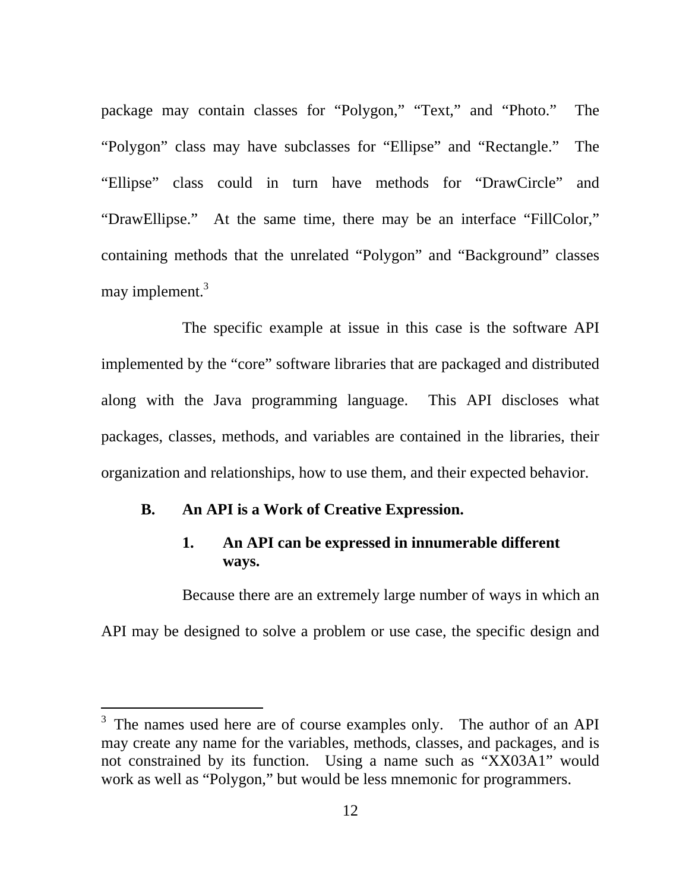package may contain classes for "Polygon," "Text," and "Photo." The "Polygon" class may have subclasses for "Ellipse" and "Rectangle." The "Ellipse" class could in turn have methods for "DrawCircle" and "DrawEllipse." At the same time, there may be an interface "FillColor," containing methods that the unrelated "Polygon" and "Background" classes may implement.[3]

The specific example at issue in this case is the software API implemented by the "core" software libraries that are packaged and distributed along with the Java programming language. This API discloses what packages, classes, methods, and variables are contained in the libraries, their organization and relationships, how to use them, and their expected behavior.

### B. An API is a Work of Creative Expression.

#### 1. An API can be expressed in innumerable different ways.

Because there are an extremely large number of ways in which an API may be designed to solve a problem or use case, the specific design and

---

[3] The names used here are of course examples only. The author of an API may create any name for the variables, methods, classes, and packages, and is not constrained by its function. Using a name such as "XX03A1" would work as well as "Polygon," but would be less mnemonic for programmers.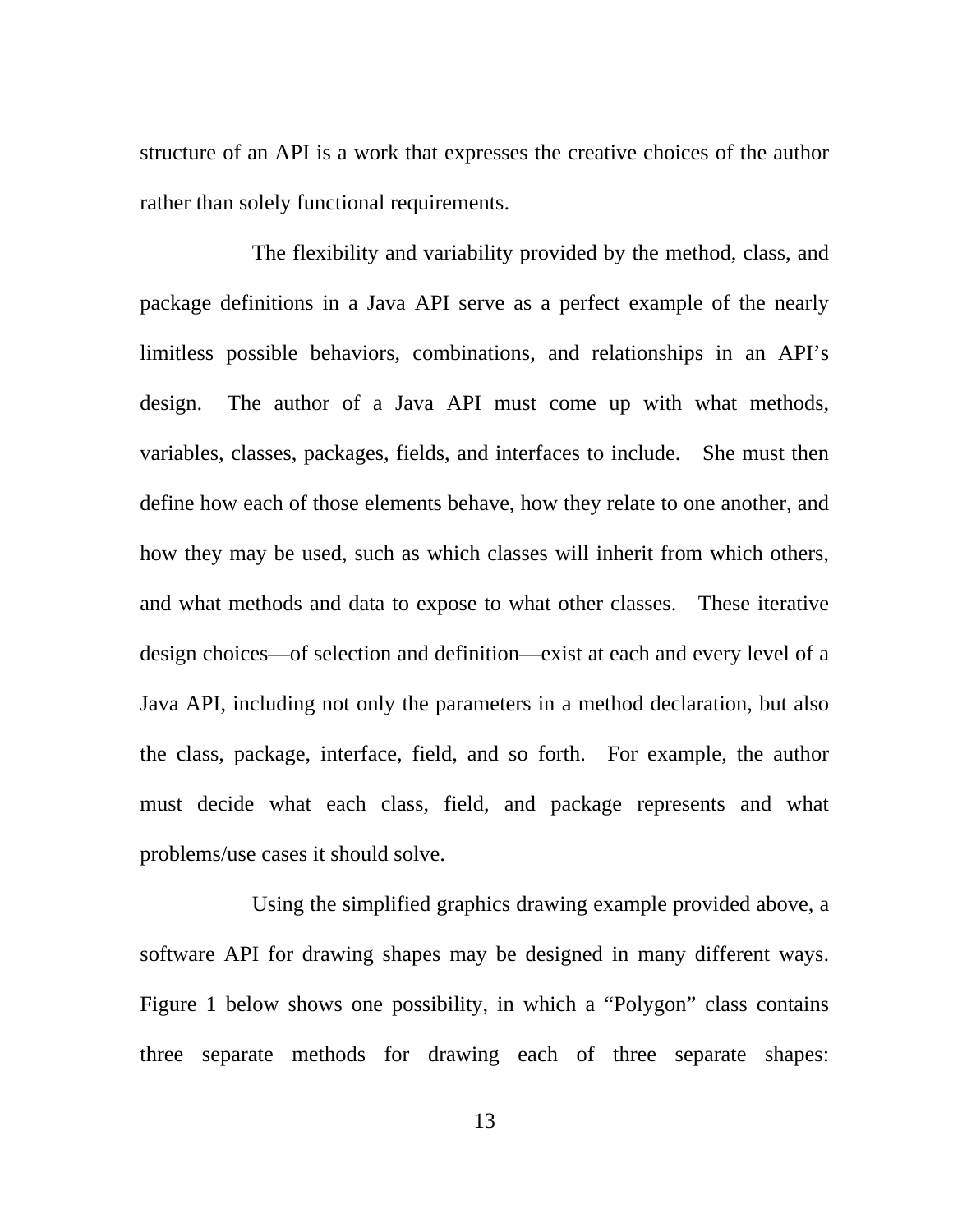structure of an API is a work that expresses the creative choices of the author rather than solely functional requirements.

The flexibility and variability provided by the method, class, and package definitions in a Java API serve as a perfect example of the nearly limitless possible behaviors, combinations, and relationships in an API's design. The author of a Java API must come up with what methods, variables, classes, packages, fields, and interfaces to include. She must then define how each of those elements behave, how they relate to one another, and how they may be used, such as which classes will inherit from which others, and what methods and data to expose to what other classes. These iterative design choices—of selection and definition—exist at each and every level of a Java API, including not only the parameters in a method declaration, but also the class, package, interface, field, and so forth. For example, the author must decide what each class, field, and package represents and what problems/use cases it should solve.

Using the simplified graphics drawing example provided above, a software API for drawing shapes may be designed in many different ways. Figure 1 below shows one possibility, in which a "Polygon" class contains three separate methods for drawing each of three separate shapes: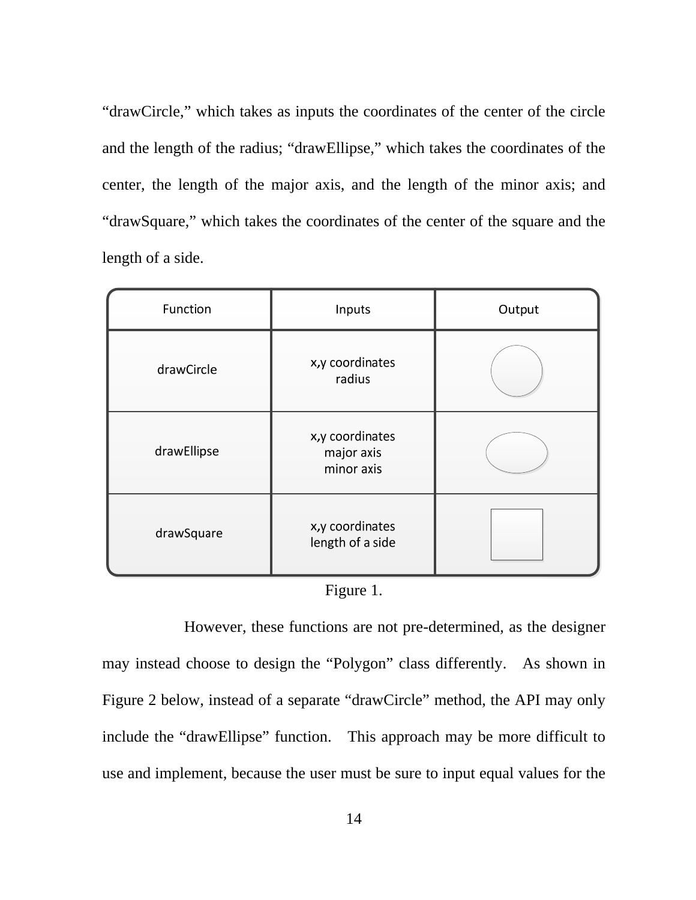"drawCircle," which takes as inputs the coordinates of the center of the circle and the length of the radius; "drawEllipse," which takes the coordinates of the center, the length of the major axis, and the length of the minor axis; and "drawSquare," which takes the coordinates of the center of the square and the length of a side.

| Function | Inputs | Output |
| --- | --- | --- |
| drawCircle | x,y coordinates<br>radius | |
| drawEllipse | x,y coordinates<br>major axis<br>minor axis | |
| drawSquare | x,y coordinates<br>length of a side | |

Figure 1.

However, these functions are not pre-determined, as the designer may instead choose to design the "Polygon" class differently. As shown in Figure 2 below, instead of a separate "drawCircle" method, the API may only include the "drawEllipse" function. This approach may be more difficult to use and implement, because the user must be sure to input equal values for the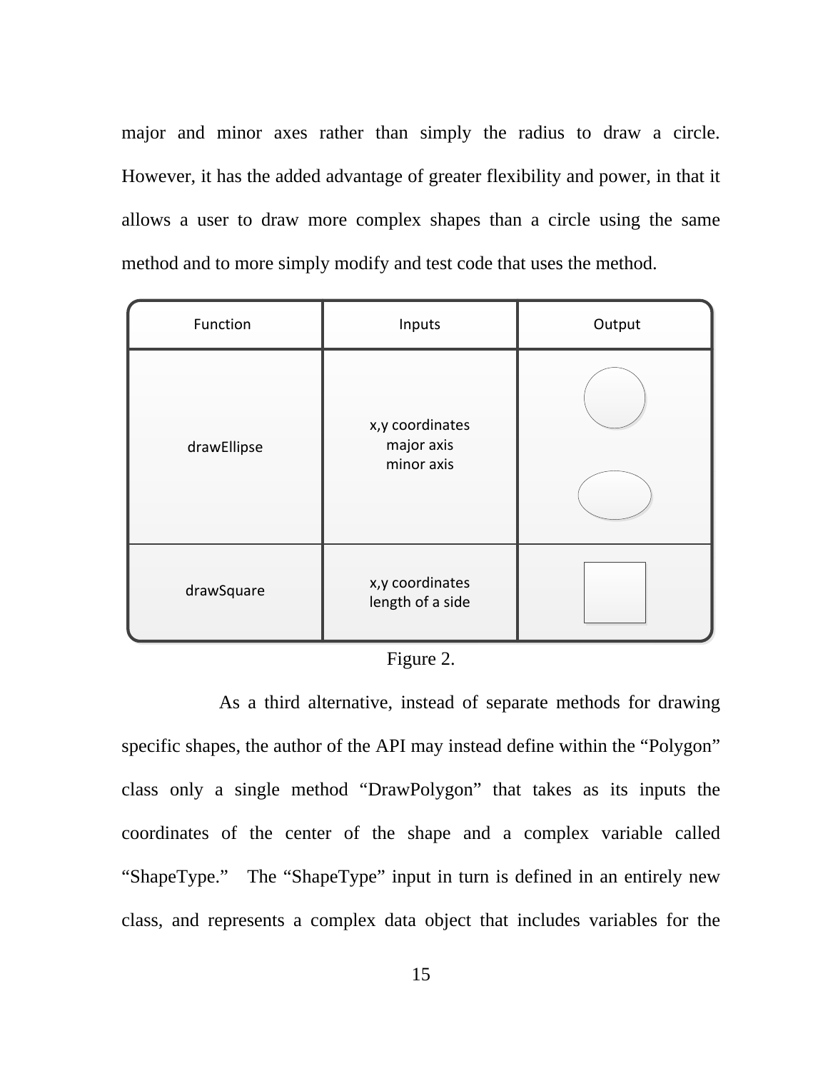major and minor axes rather than simply the radius to draw a circle. However, it has the added advantage of greater flexibility and power, in that it allows a user to draw more complex shapes than a circle using the same method and to more simply modify and test code that uses the method.

| Function | Inputs | Output |
|---|---|---|
| drawEllipse | x,y coordinates<br>major axis<br>minor axis | |
| drawSquare | x,y coordinates<br>length of a side | |

Figure 2.

As a third alternative, instead of separate methods for drawing specific shapes, the author of the API may instead define within the "Polygon" class only a single method "DrawPolygon" that takes as its inputs the coordinates of the center of the shape and a complex variable called "ShapeType." The "ShapeType" input in turn is defined in an entirely new class, and represents a complex data object that includes variables for the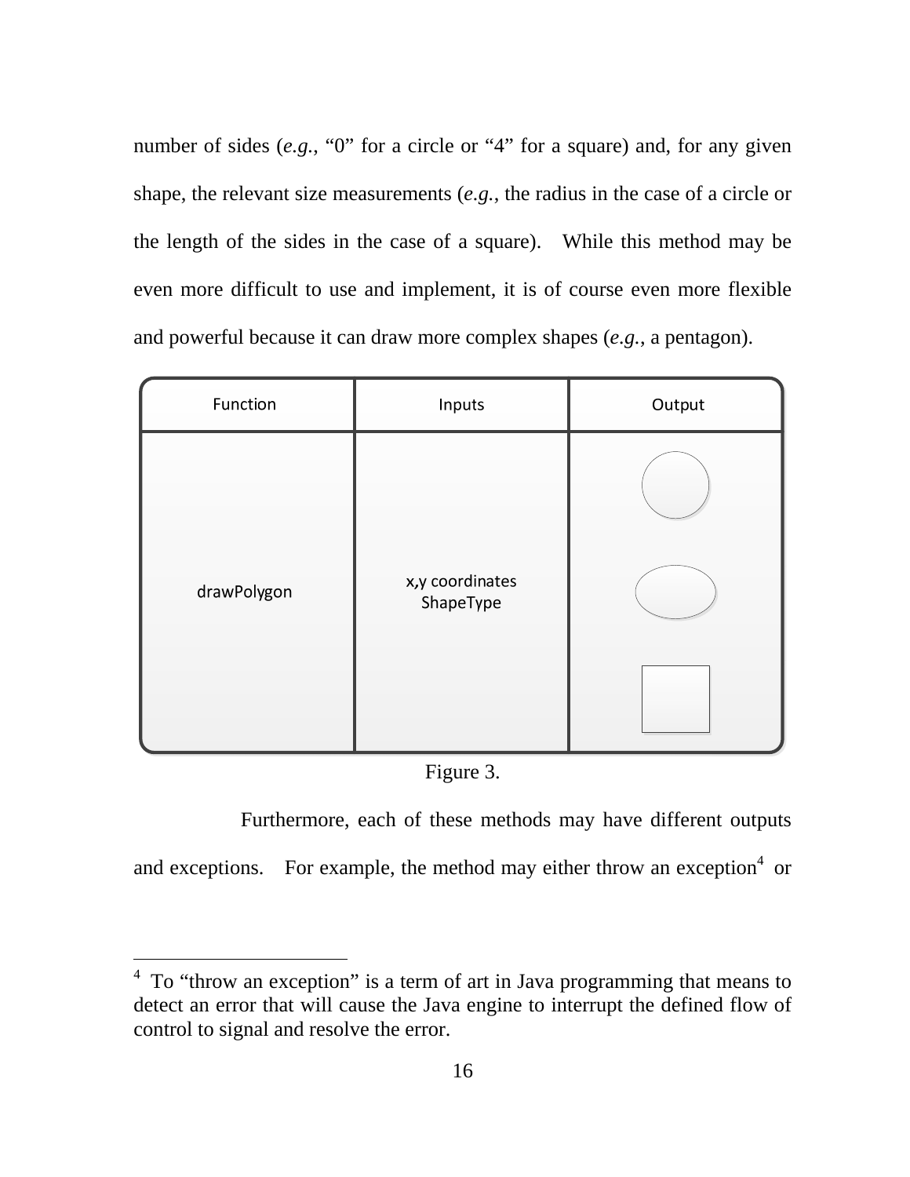number of sides (*e.g.*, "0" for a circle or "4" for a square) and, for any given shape, the relevant size measurements (*e.g.*, the radius in the case of a circle or the length of the sides in the case of a square). While this method may be even more difficult to use and implement, it is of course even more flexible and powerful because it can draw more complex shapes (*e.g.*, a pentagon).

| Function | Inputs | Output |
| --- | --- | --- |
| drawPolygon | x,y coordinates ShapeType | |

Figure 3.

Furthermore, each of these methods may have different outputs and exceptions. For example, the method may either throw an exception[4] or

[4] To "throw an exception" is a term of art in Java programming that means to detect an error that will cause the Java engine to interrupt the defined flow of control to signal and resolve the error.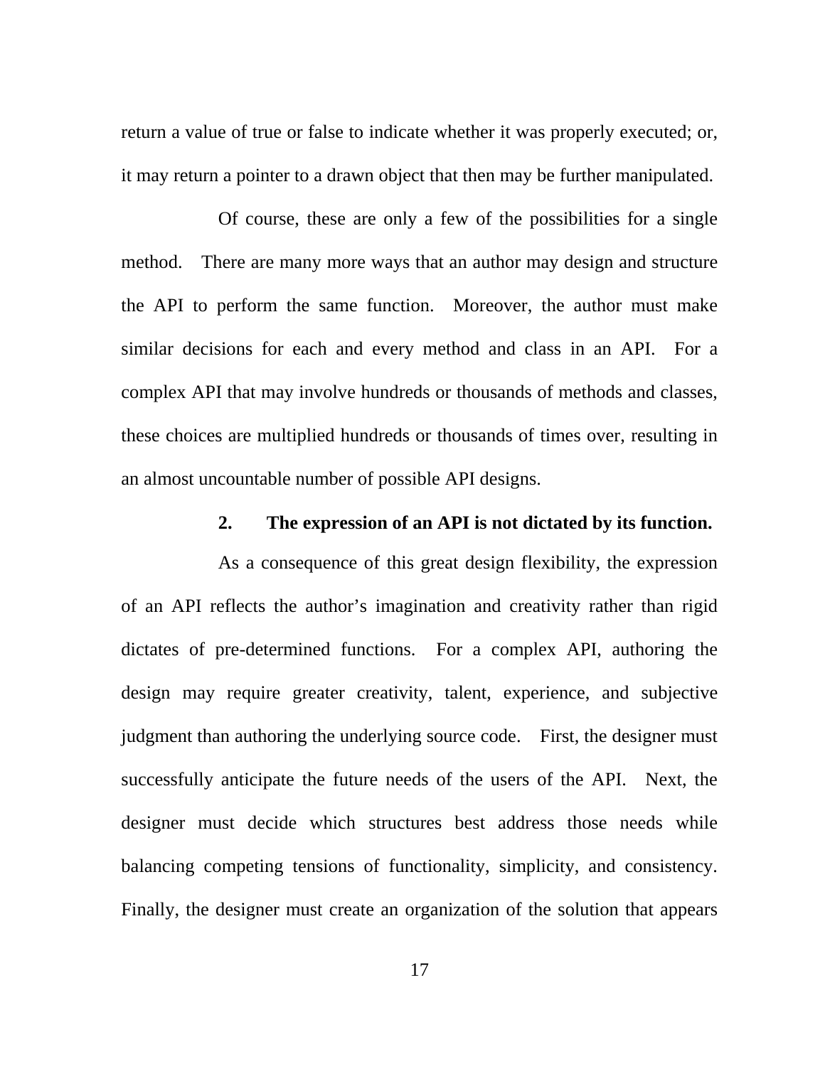return a value of true or false to indicate whether it was properly executed; or, it may return a pointer to a drawn object that then may be further manipulated.

Of course, these are only a few of the possibilities for a single method. There are many more ways that an author may design and structure the API to perform the same function. Moreover, the author must make similar decisions for each and every method and class in an API. For a complex API that may involve hundreds or thousands of methods and classes, these choices are multiplied hundreds or thousands of times over, resulting in an almost uncountable number of possible API designs.

### 2. The expression of an API is not dictated by its function.

As a consequence of this great design flexibility, the expression of an API reflects the author's imagination and creativity rather than rigid dictates of pre-determined functions. For a complex API, authoring the design may require greater creativity, talent, experience, and subjective judgment than authoring the underlying source code. First, the designer must successfully anticipate the future needs of the users of the API. Next, the designer must decide which structures best address those needs while balancing competing tensions of functionality, simplicity, and consistency. Finally, the designer must create an organization of the solution that appears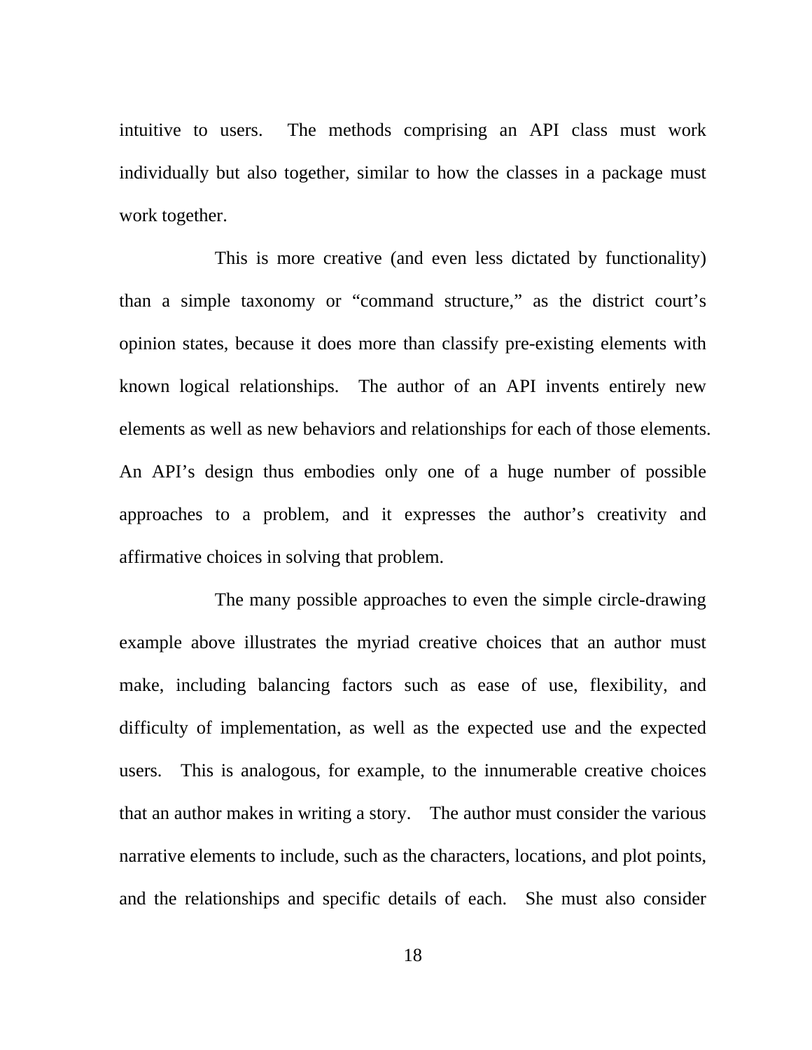intuitive to users. The methods comprising an API class must work individually but also together, similar to how the classes in a package must work together.

This is more creative (and even less dictated by functionality) than a simple taxonomy or "command structure," as the district court's opinion states, because it does more than classify pre-existing elements with known logical relationships. The author of an API invents entirely new elements as well as new behaviors and relationships for each of those elements. An API's design thus embodies only one of a huge number of possible approaches to a problem, and it expresses the author's creativity and affirmative choices in solving that problem.

The many possible approaches to even the simple circle-drawing example above illustrates the myriad creative choices that an author must make, including balancing factors such as ease of use, flexibility, and difficulty of implementation, as well as the expected use and the expected users. This is analogous, for example, to the innumerable creative choices that an author makes in writing a story. The author must consider the various narrative elements to include, such as the characters, locations, and plot points, and the relationships and specific details of each. She must also consider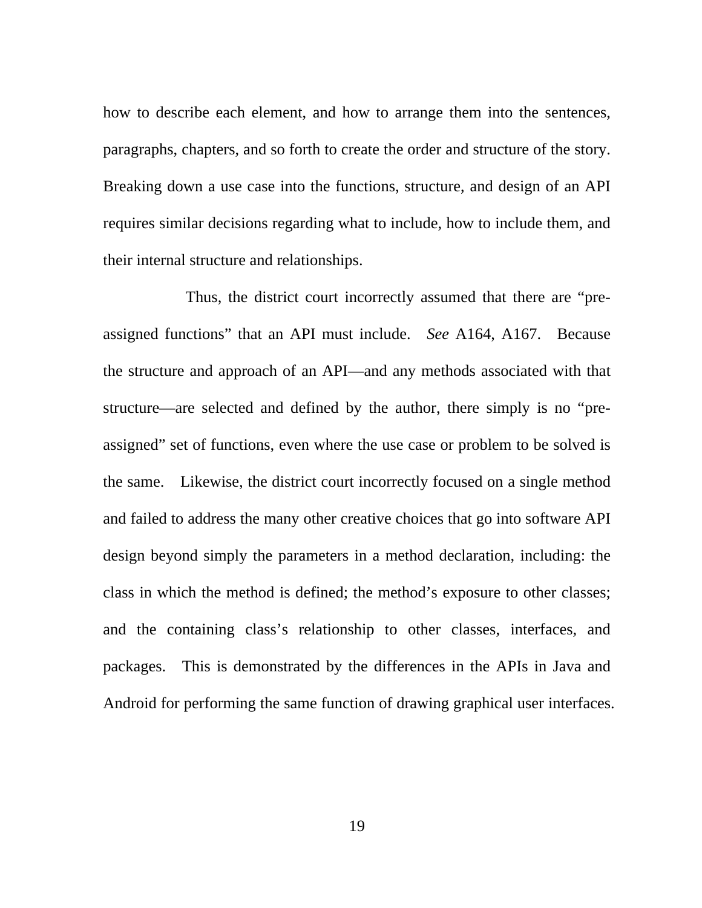how to describe each element, and how to arrange them into the sentences, paragraphs, chapters, and so forth to create the order and structure of the story. Breaking down a use case into the functions, structure, and design of an API requires similar decisions regarding what to include, how to include them, and their internal structure and relationships.

Thus, the district court incorrectly assumed that there are "pre-assigned functions" that an API must include. *See* A164, A167. Because the structure and approach of an API—and any methods associated with that structure—are selected and defined by the author, there simply is no "pre-assigned" set of functions, even where the use case or problem to be solved is the same. Likewise, the district court incorrectly focused on a single method and failed to address the many other creative choices that go into software API design beyond simply the parameters in a method declaration, including: the class in which the method is defined; the method's exposure to other classes; and the containing class's relationship to other classes, interfaces, and packages. This is demonstrated by the differences in the APIs in Java and Android for performing the same function of drawing graphical user interfaces.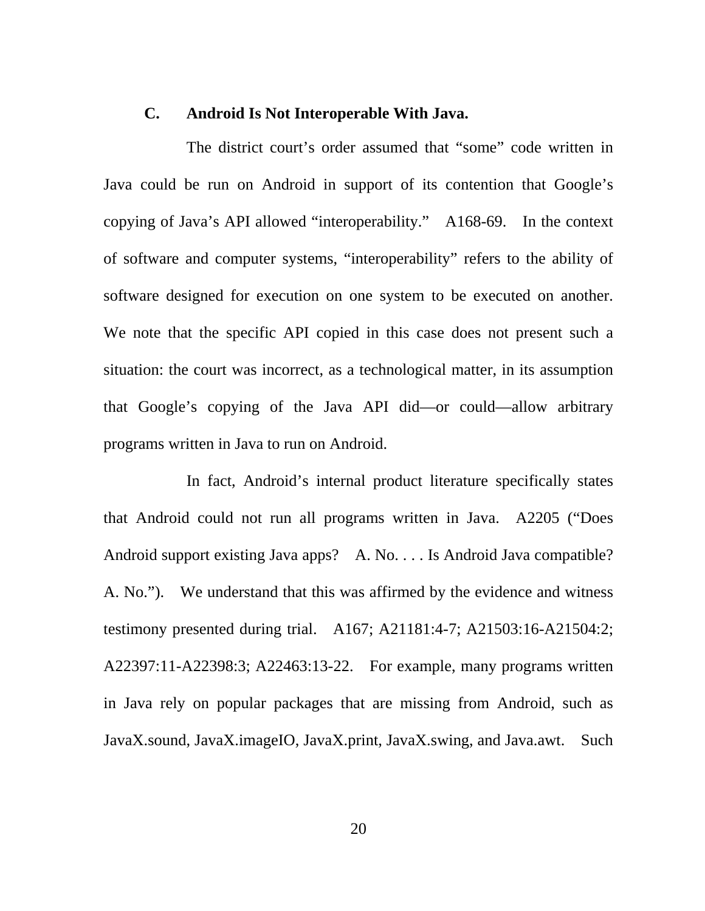### C. Android Is Not Interoperable With Java.

The district court's order assumed that "some" code written in Java could be run on Android in support of its contention that Google's copying of Java's API allowed "interoperability." A168-69. In the context of software and computer systems, "interoperability" refers to the ability of software designed for execution on one system to be executed on another. We note that the specific API copied in this case does not present such a situation: the court was incorrect, as a technological matter, in its assumption that Google's copying of the Java API did—or could—allow arbitrary programs written in Java to run on Android.

In fact, Android's internal product literature specifically states that Android could not run all programs written in Java. A2205 ("Does Android support existing Java apps? A. No. . . . Is Android Java compatible? A. No."). We understand that this was affirmed by the evidence and witness testimony presented during trial. A167; A21181:4-7; A21503:16-A21504:2; A22397:11-A22398:3; A22463:13-22. For example, many programs written in Java rely on popular packages that are missing from Android, such as JavaX.sound, JavaX.imageIO, JavaX.print, JavaX.swing, and Java.awt. Such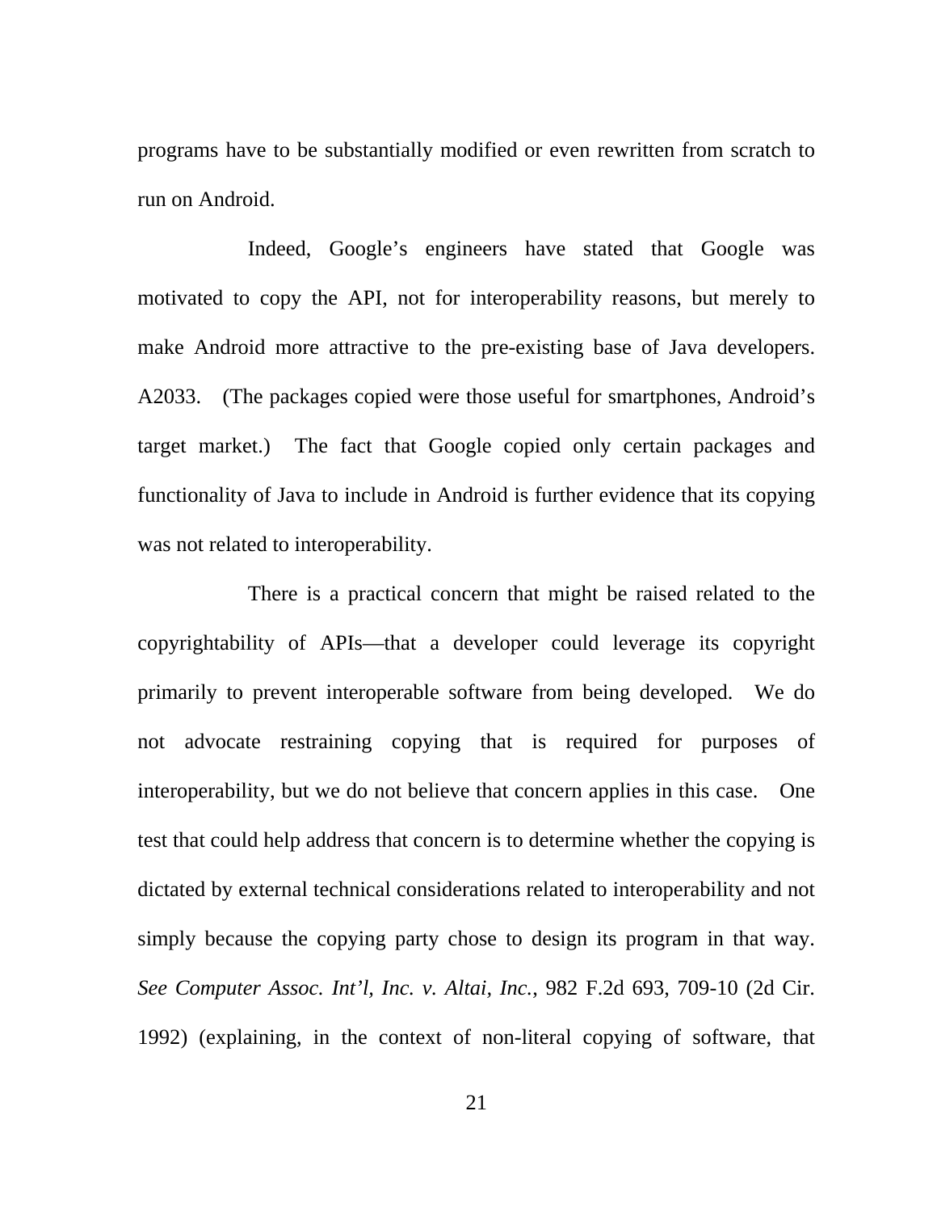programs have to be substantially modified or even rewritten from scratch to run on Android.

Indeed, Google's engineers have stated that Google was motivated to copy the API, not for interoperability reasons, but merely to make Android more attractive to the pre-existing base of Java developers. A2033. (The packages copied were those useful for smartphones, Android's target market.) The fact that Google copied only certain packages and functionality of Java to include in Android is further evidence that its copying was not related to interoperability.

There is a practical concern that might be raised related to the copyrightability of APIs—that a developer could leverage its copyright primarily to prevent interoperable software from being developed. We do not advocate restraining copying that is required for purposes of interoperability, but we do not believe that concern applies in this case. One test that could help address that concern is to determine whether the copying is dictated by external technical considerations related to interoperability and not simply because the copying party chose to design its program in that way. *See Computer Assoc. Int'l, Inc. v. Altai, Inc.*, 982 F.2d 693, 709-10 (2d Cir. 1992) (explaining, in the context of non-literal copying of software, that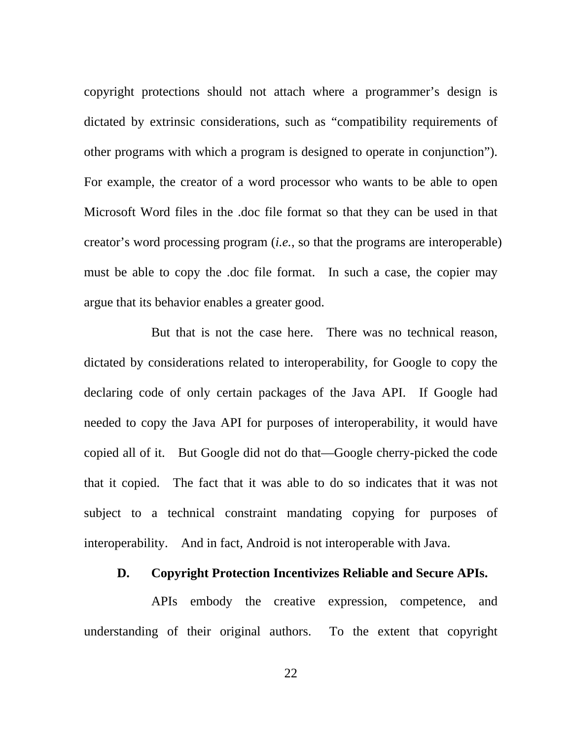copyright protections should not attach where a programmer's design is dictated by extrinsic considerations, such as "compatibility requirements of other programs with which a program is designed to operate in conjunction"). For example, the creator of a word processor who wants to be able to open Microsoft Word files in the .doc file format so that they can be used in that creator's word processing program (*i.e.*, so that the programs are interoperable) must be able to copy the .doc file format. In such a case, the copier may argue that its behavior enables a greater good.

But that is not the case here. There was no technical reason, dictated by considerations related to interoperability, for Google to copy the declaring code of only certain packages of the Java API. If Google had needed to copy the Java API for purposes of interoperability, it would have copied all of it. But Google did not do that—Google cherry-picked the code that it copied. The fact that it was able to do so indicates that it was not subject to a technical constraint mandating copying for purposes of interoperability. And in fact, Android is not interoperable with Java.

### D. Copyright Protection Incentivizes Reliable and Secure APIs.

APIs embody the creative expression, competence, and understanding of their original authors. To the extent that copyright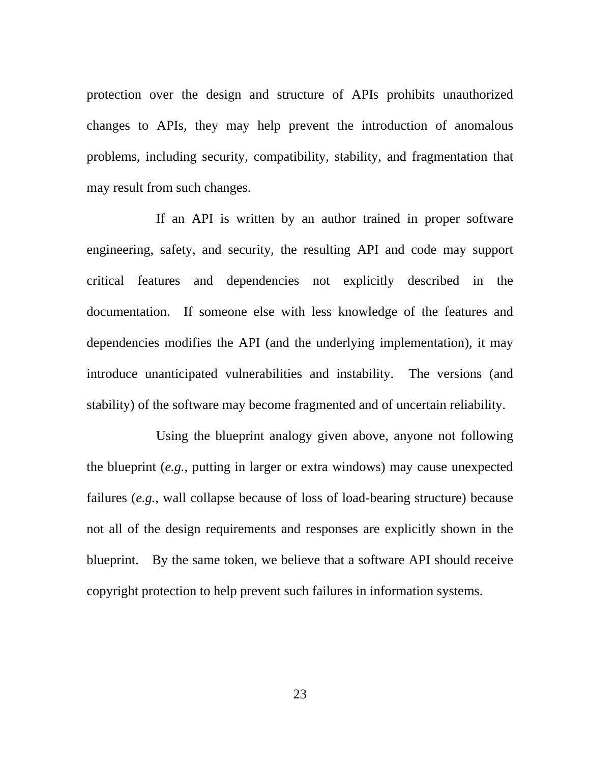protection over the design and structure of APIs prohibits unauthorized changes to APIs, they may help prevent the introduction of anomalous problems, including security, compatibility, stability, and fragmentation that may result from such changes.

If an API is written by an author trained in proper software engineering, safety, and security, the resulting API and code may support critical features and dependencies not explicitly described in the documentation. If someone else with less knowledge of the features and dependencies modifies the API (and the underlying implementation), it may introduce unanticipated vulnerabilities and instability. The versions (and stability) of the software may become fragmented and of uncertain reliability.

Using the blueprint analogy given above, anyone not following the blueprint (*e.g.*, putting in larger or extra windows) may cause unexpected failures (*e.g.*, wall collapse because of loss of load-bearing structure) because not all of the design requirements and responses are explicitly shown in the blueprint. By the same token, we believe that a software API should receive copyright protection to help prevent such failures in information systems.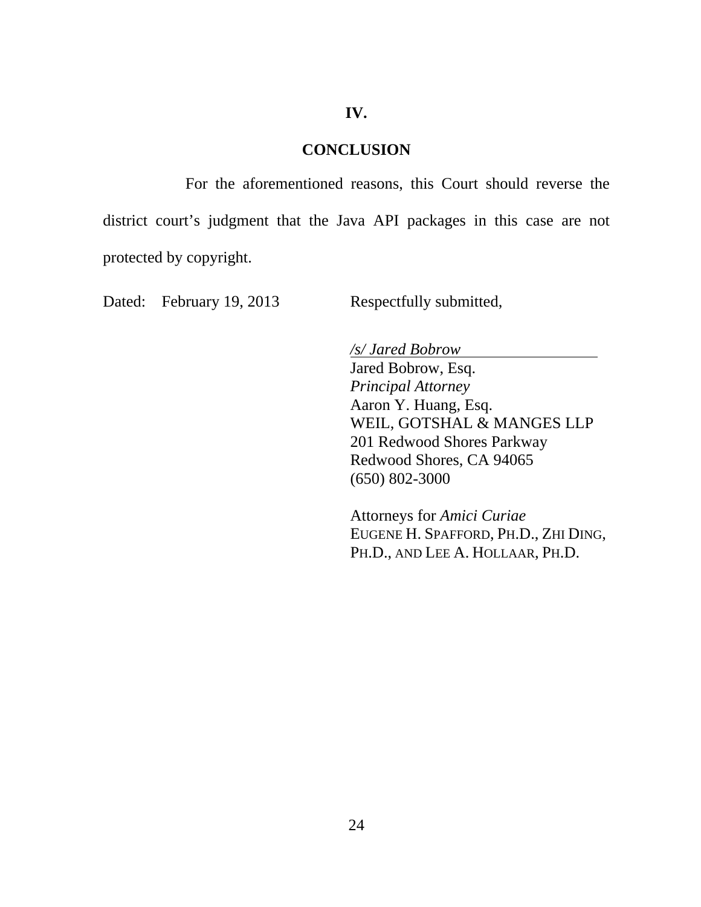## IV.

## CONCLUSION

For the aforementioned reasons, this Court should reverse the district court's judgment that the Java API packages in this case are not protected by copyright.

Dated: February 19, 2013

Respectfully submitted,

*/s/ Jared Bobrow*
Jared Bobrow, Esq.
*Principal Attorney*
Aaron Y. Huang, Esq.
WEIL, GOTSHAL & MANGES LLP
201 Redwood Shores Parkway
Redwood Shores, CA 94065
(650) 802-3000

Attorneys for *Amici Curiae*
EUGENE H. SPAFFORD, PH.D., ZHI DING, PH.D., AND LEE A. HOLLAAR, PH.D.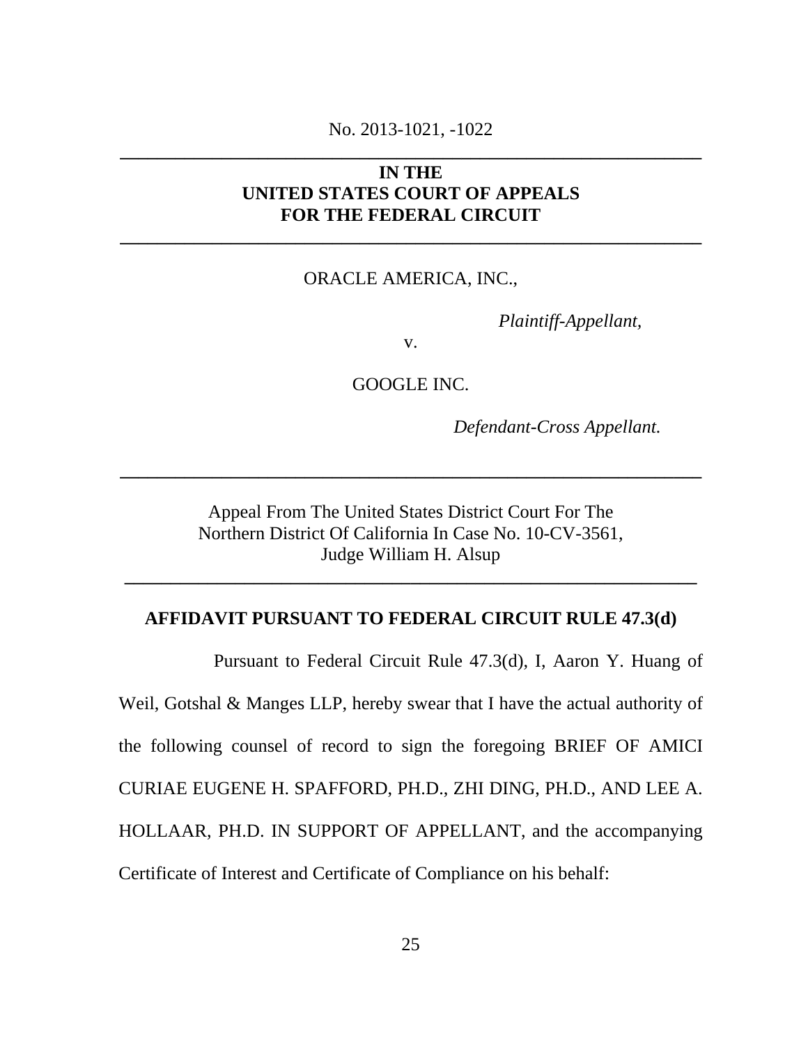No. 2013-1021, -1022

---

**IN THE**
**UNITED STATES COURT OF APPEALS**
**FOR THE FEDERAL CIRCUIT**

---

ORACLE AMERICA, INC.,

*Plaintiff-Appellant,*

v.

GOOGLE INC.

*Defendant-Cross Appellant.*

---

Appeal From The United States District Court For The Northern District Of California In Case No. 10-CV-3561, Judge William H. Alsup

---

**AFFIDAVIT PURSUANT TO FEDERAL CIRCUIT RULE 47.3(d)**

Pursuant to Federal Circuit Rule 47.3(d), I, Aaron Y. Huang of Weil, Gotshal & Manges LLP, hereby swear that I have the actual authority of the following counsel of record to sign the foregoing BRIEF OF AMICI CURIAE EUGENE H. SPAFFORD, PH.D., ZHI DING, PH.D., AND LEE A. HOLLAAR, PH.D. IN SUPPORT OF APPELLANT, and the accompanying Certificate of Interest and Certificate of Compliance on his behalf: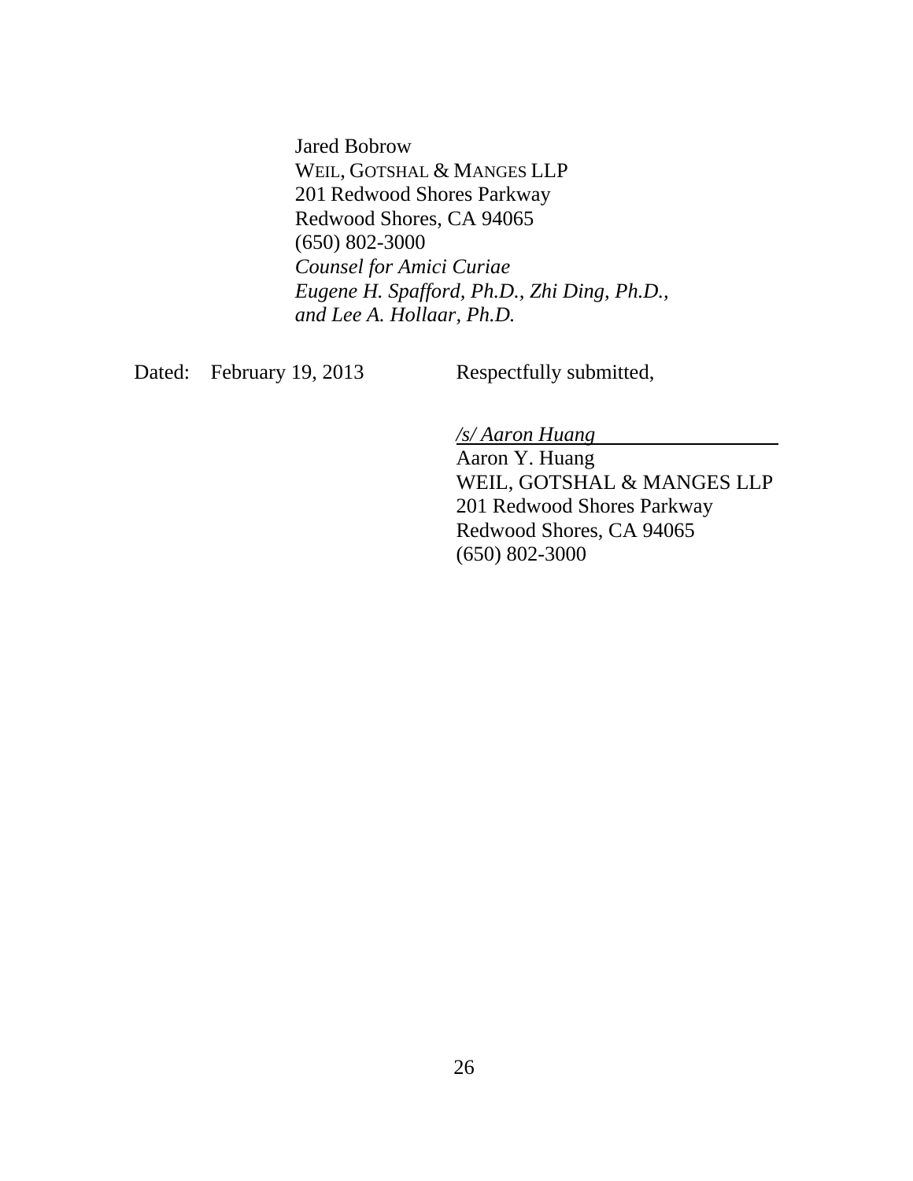Jared Bobrow
WEIL, GOTSHAL & MANGES LLP
201 Redwood Shores Parkway
Redwood Shores, CA 94065
(650) 802-3000
*Counsel for Amici Curiae*
*Eugene H. Spafford, Ph.D., Zhi Ding, Ph.D., and Lee A. Hollaar, Ph.D.*

Dated: February 19, 2013

Respectfully submitted,

*/s/ Aaron Huang*
Aaron Y. Huang
WEIL, GOTSHAL & MANGES LLP
201 Redwood Shores Parkway
Redwood Shores, CA 94065
(650) 802-3000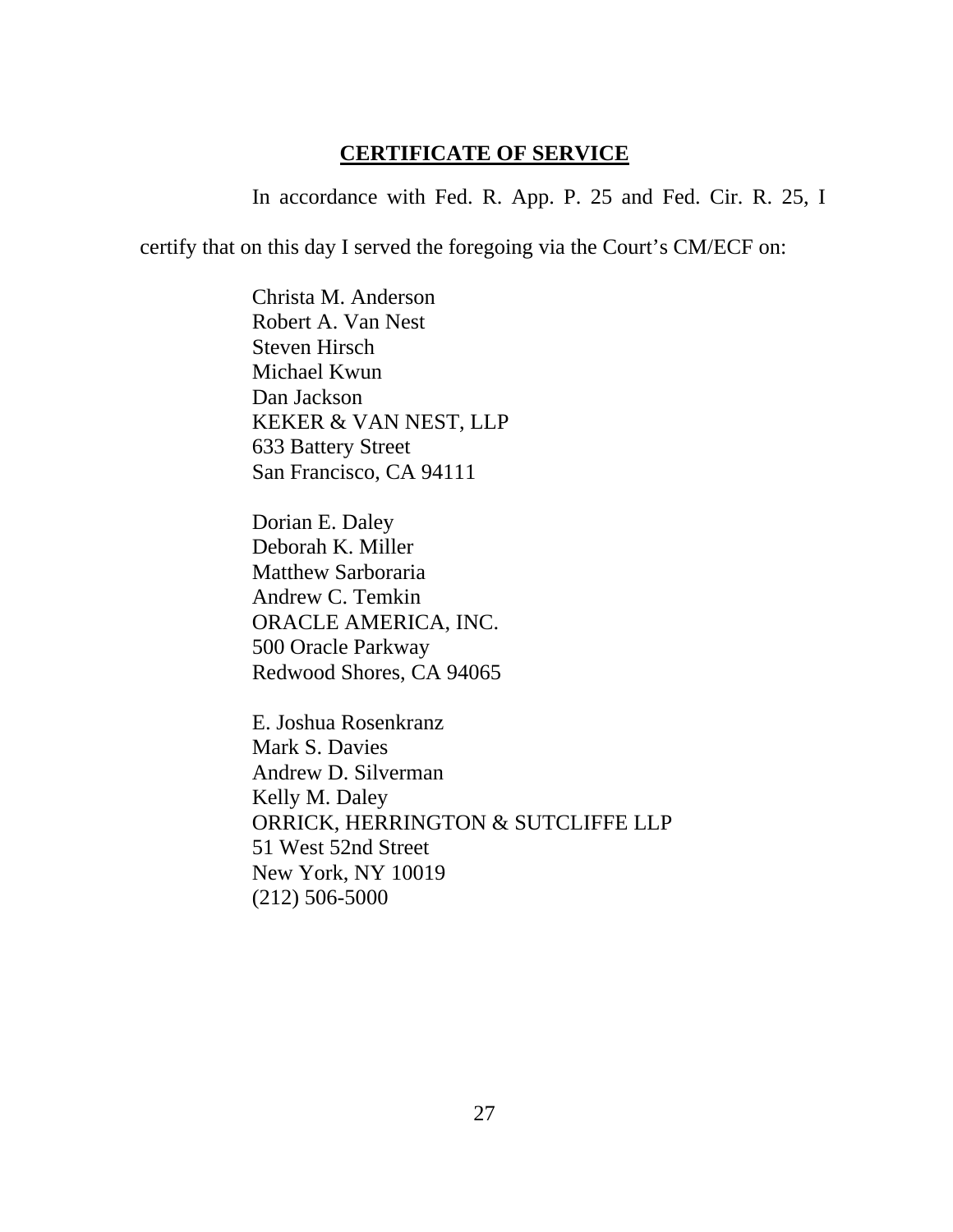## CERTIFICATE OF SERVICE

In accordance with Fed. R. App. P. 25 and Fed. Cir. R. 25, I certify that on this day I served the foregoing via the Court's CM/ECF on:

Christa M. Anderson  
Robert A. Van Nest  
Steven Hirsch  
Michael Kwun  
Dan Jackson  
KEKER & VAN NEST, LLP  
633 Battery Street  
San Francisco, CA 94111

Dorian E. Daley  
Deborah K. Miller  
Matthew Sarboraria  
Andrew C. Temkin  
ORACLE AMERICA, INC.  
500 Oracle Parkway  
Redwood Shores, CA 94065

E. Joshua Rosenkranz  
Mark S. Davies  
Andrew D. Silverman  
Kelly M. Daley  
ORRICK, HERRINGTON & SUTCLIFFE LLP  
51 West 52nd Street  
New York, NY 10019  
(212) 506-5000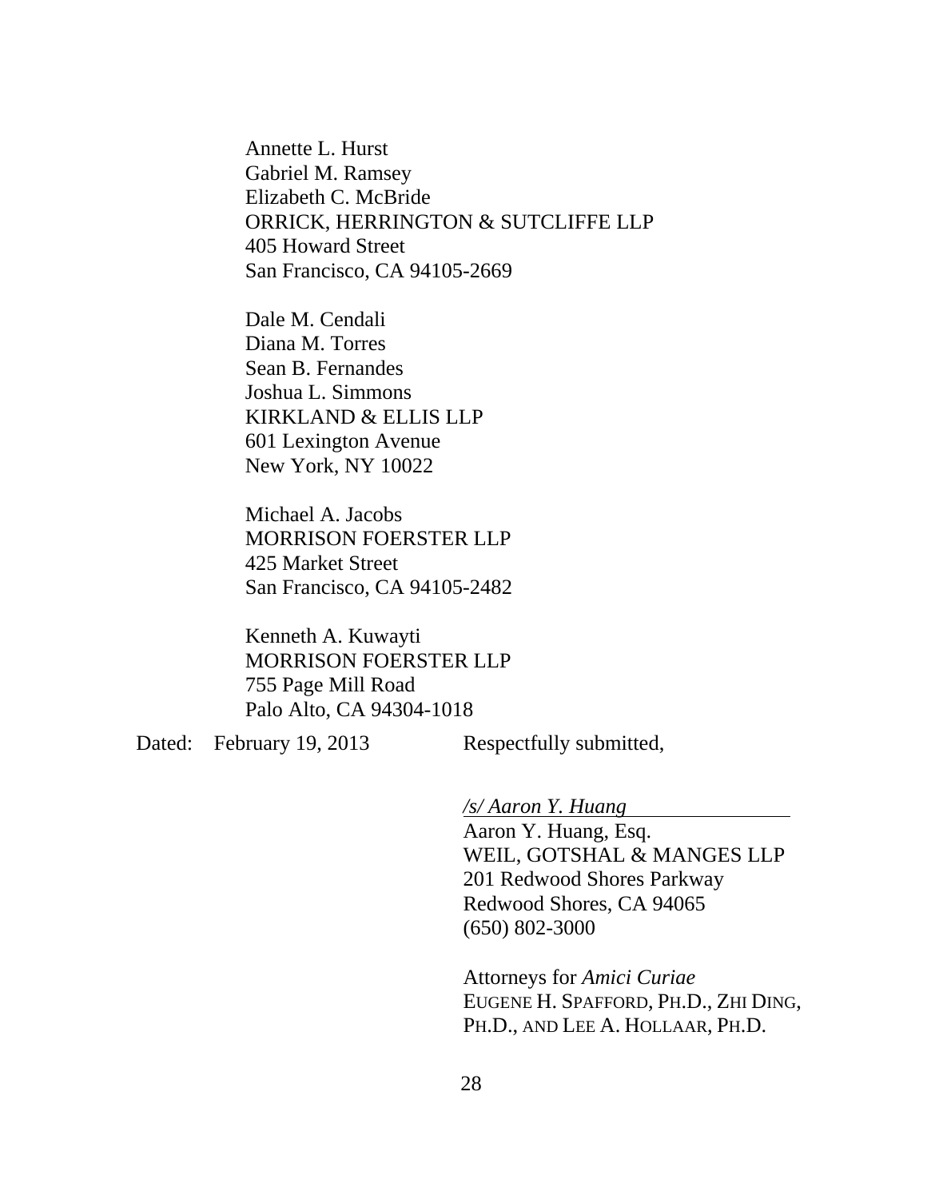Annette L. Hurst
Gabriel M. Ramsey
Elizabeth C. McBride
ORRICK, HERRINGTON & SUTCLIFFE LLP
405 Howard Street
San Francisco, CA 94105-2669

Dale M. Cendali
Diana M. Torres
Sean B. Fernandes
Joshua L. Simmons
KIRKLAND & ELLIS LLP
601 Lexington Avenue
New York, NY 10022

Michael A. Jacobs
MORRISON FOERSTER LLP
425 Market Street
San Francisco, CA 94105-2482

Kenneth A. Kuwayti
MORRISON FOERSTER LLP
755 Page Mill Road
Palo Alto, CA 94304-1018

Dated: February 19, 2013

Respectfully submitted,

*/s/ Aaron Y. Huang*
Aaron Y. Huang, Esq.
WEIL, GOTSHAL & MANGES LLP
201 Redwood Shores Parkway
Redwood Shores, CA 94065
(650) 802-3000

Attorneys for *Amici Curiae*
EUGENE H. SPAFFORD, PH.D., ZHI DING, PH.D., AND LEE A. HOLLAAR, PH.D.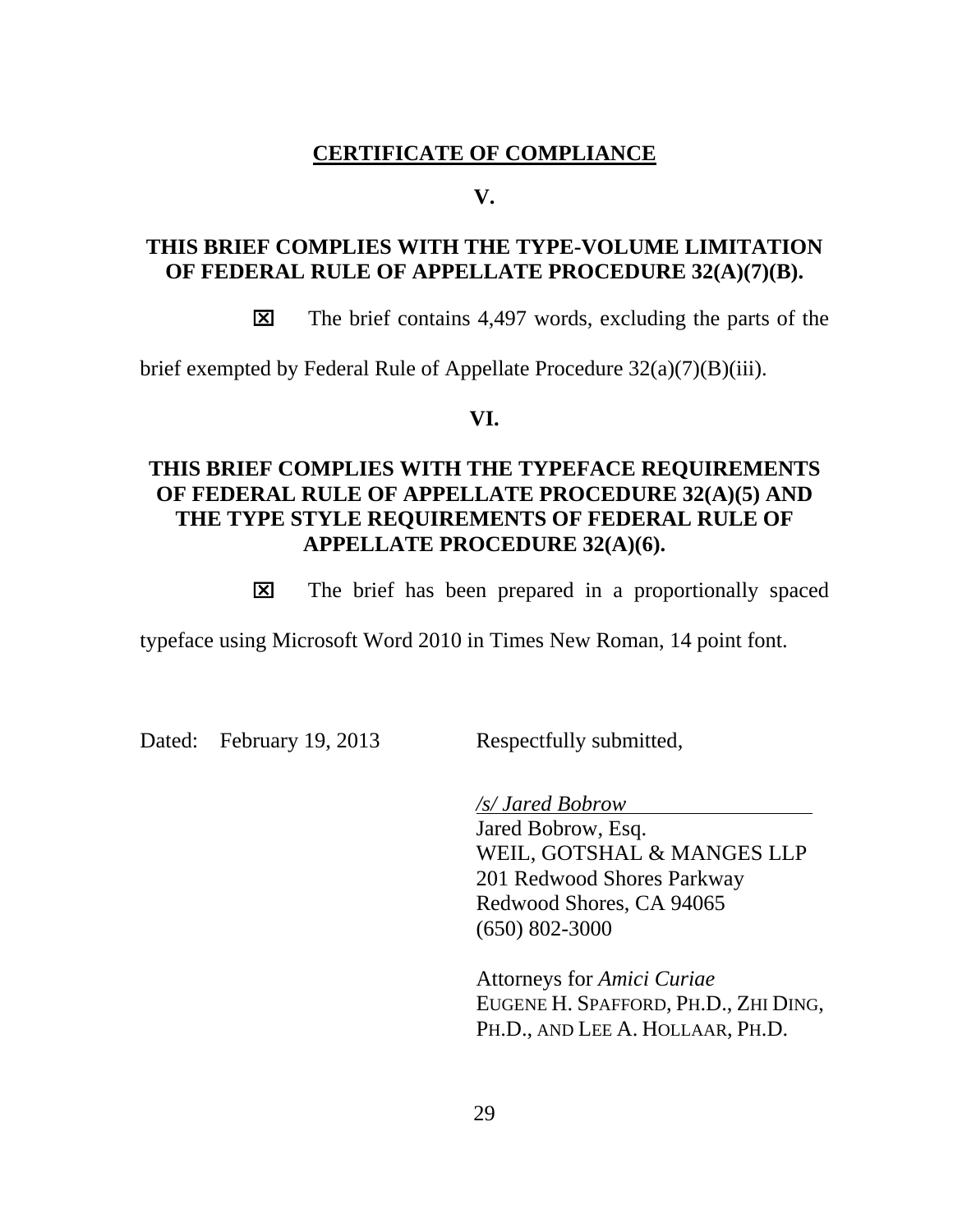# CERTIFICATE OF COMPLIANCE

## V.

## THIS BRIEF COMPLIES WITH THE TYPE-VOLUME LIMITATION OF FEDERAL RULE OF APPELLATE PROCEDURE 32(A)(7)(B).

☒ The brief contains 4,497 words, excluding the parts of the brief exempted by Federal Rule of Appellate Procedure 32(a)(7)(B)(iii).

## VI.

## THIS BRIEF COMPLIES WITH THE TYPEFACE REQUIREMENTS OF FEDERAL RULE OF APPELLATE PROCEDURE 32(A)(5) AND THE TYPE STYLE REQUIREMENTS OF FEDERAL RULE OF APPELLATE PROCEDURE 32(A)(6).

☒ The brief has been prepared in a proportionally spaced typeface using Microsoft Word 2010 in Times New Roman, 14 point font.

Dated: February 19, 2013

Respectfully submitted,

*/s/ Jared Bobrow*
Jared Bobrow, Esq.
WEIL, GOTSHAL & MANGES LLP
201 Redwood Shores Parkway
Redwood Shores, CA 94065
(650) 802-3000

Attorneys for *Amici Curiae*
EUGENE H. SPAFFORD, PH.D., ZHI DING, PH.D., AND LEE A. HOLLAAR, PH.D.